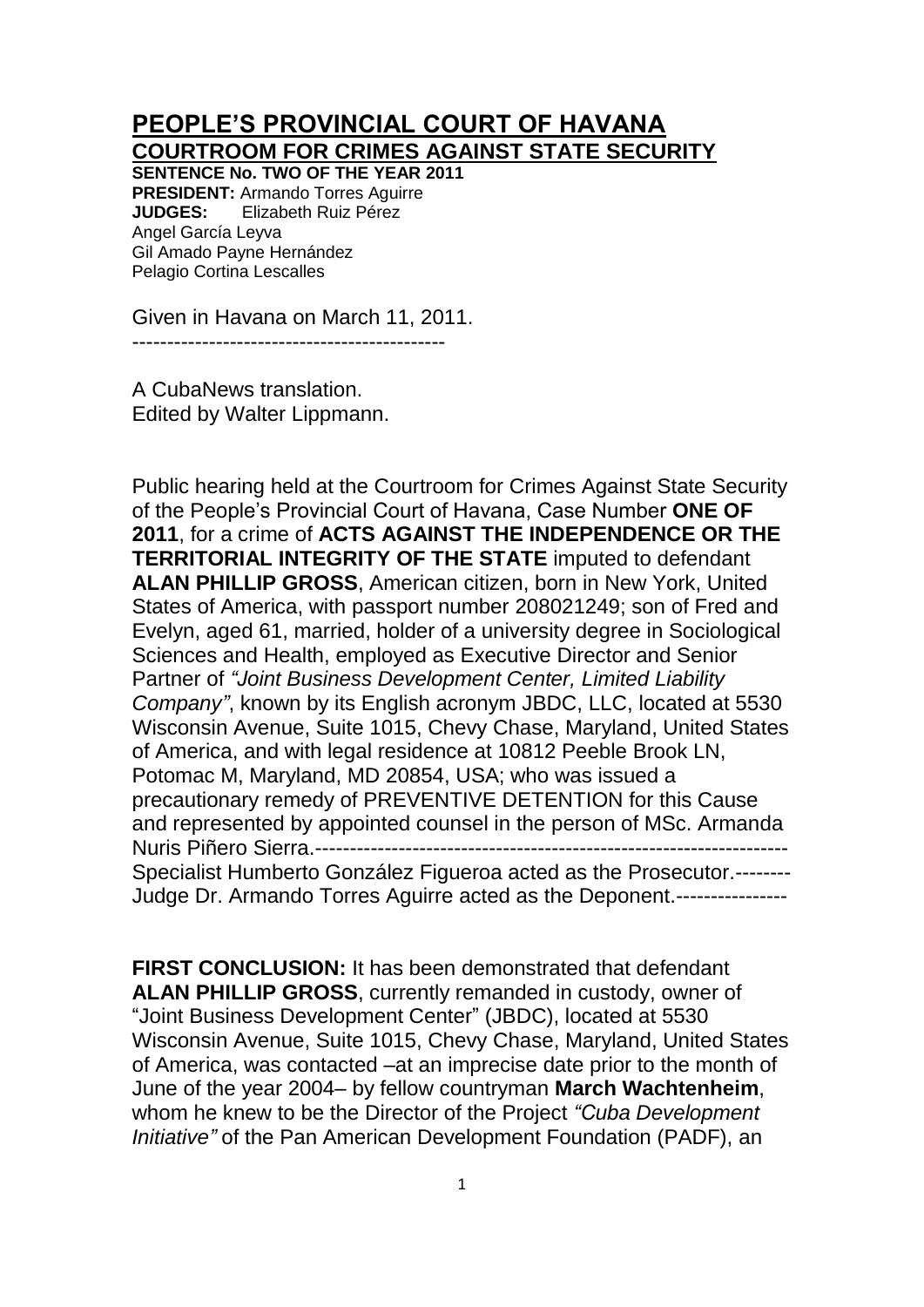# PEOPLE'S PROVINCIAL COURT OF HAVANA

## COURTROOM FOR CRIMES AGAINST STATE SECURITY

**SENTENCE No. TWO OF THE YEAR 2011**

**PRESIDENT:** Armando Torres Aguirre
**JUDGES:** Elizabeth Ruiz Pérez
Angel García Leyva
Gil Amado Payne Hernández
Pelagio Cortina Lescalles

Given in Havana on March 11, 2011.

---------------------------------------------

A CubaNews translation.
Edited by Walter Lippmann.

Public hearing held at the Courtroom for Crimes Against State Security of the People's Provincial Court of Havana, Case Number **ONE OF 2011**, for a crime of **ACTS AGAINST THE INDEPENDENCE OR THE TERRITORIAL INTEGRITY OF THE STATE** imputed to defendant **ALAN PHILLIP GROSS**, American citizen, born in New York, United States of America, with passport number 208021249; son of Fred and Evelyn, aged 61, married, holder of a university degree in Sociological Sciences and Health, employed as Executive Director and Senior Partner of *"Joint Business Development Center, Limited Liability Company"*, known by its English acronym JBDC, LLC, located at 5530 Wisconsin Avenue, Suite 1015, Chevy Chase, Maryland, United States of America, and with legal residence at 10812 Peeble Brook LN, Potomac M, Maryland, MD 20854, USA; who was issued a precautionary remedy of PREVENTIVE DETENTION for this Cause and represented by appointed counsel in the person of MSc. Armanda Nuris Piñero Sierra.------------------------------------------------------------------
Specialist Humberto González Figueroa acted as the Prosecutor.--------
Judge Dr. Armando Torres Aguirre acted as the Deponent.----------------

**FIRST CONCLUSION:** It has been demonstrated that defendant **ALAN PHILLIP GROSS**, currently remanded in custody, owner of "Joint Business Development Center" (JBDC), located at 5530 Wisconsin Avenue, Suite 1015, Chevy Chase, Maryland, United States of America, was contacted –at an imprecise date prior to the month of June of the year 2004– by fellow countryman **March Wachtenheim**, whom he knew to be the Director of the Project *"Cuba Development Initiative"* of the Pan American Development Foundation (PADF), an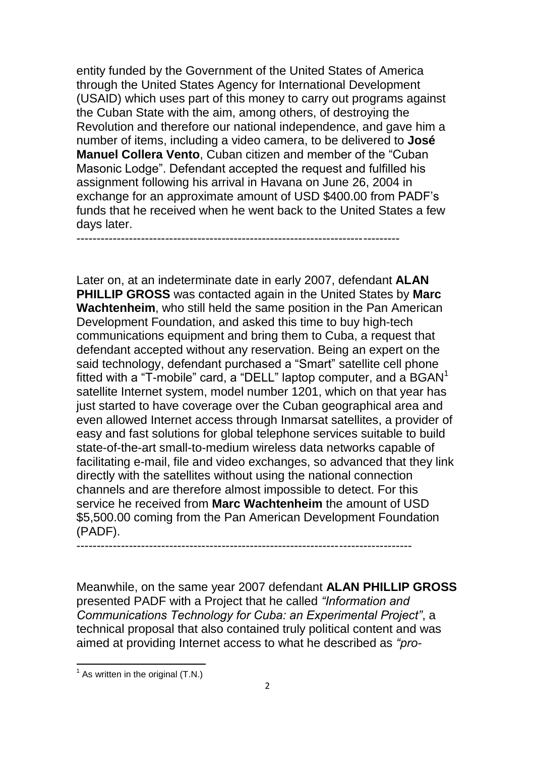entity funded by the Government of the United States of America through the United States Agency for International Development (USAID) which uses part of this money to carry out programs against the Cuban State with the aim, among others, of destroying the Revolution and therefore our national independence, and gave him a number of items, including a video camera, to be delivered to **José Manuel Collera Vento**, Cuban citizen and member of the "Cuban Masonic Lodge". Defendant accepted the request and fulfilled his assignment following his arrival in Havana on June 26, 2004 in exchange for an approximate amount of USD $400.00 from PADF's funds that he received when he went back to the United States a few days later.
-------------------------------------------------------------------------------

Later on, at an indeterminate date in early 2007, defendant **ALAN PHILLIP GROSS** was contacted again in the United States by **Marc Wachtenheim**, who still held the same position in the Pan American Development Foundation, and asked this time to buy high-tech communications equipment and bring them to Cuba, a request that defendant accepted without any reservation. Being an expert on the said technology, defendant purchased a "Smart" satellite cell phone fitted with a "T-mobile" card, a "DELL" laptop computer, and a BGAN[1] satellite Internet system, model number 1201, which on that year has just started to have coverage over the Cuban geographical area and even allowed Internet access through Inmarsat satellites, a provider of easy and fast solutions for global telephone services suitable to build state-of-the-art small-to-medium wireless data networks capable of facilitating e-mail, file and video exchanges, so advanced that they link directly with the satellites without using the national connection channels and are therefore almost impossible to detect. For this service he received from **Marc Wachtenheim** the amount of USD $5,500.00 coming from the Pan American Development Foundation (PADF).
--------------------------------------------------------------------------------

Meanwhile, on the same year 2007 defendant **ALAN PHILLIP GROSS** presented PADF with a Project that he called *"Information and Communications Technology for Cuba: an Experimental Project"*, a technical proposal that also contained truly political content and was aimed at providing Internet access to what he described as *"pro-*

[1] As written in the original (T.N.)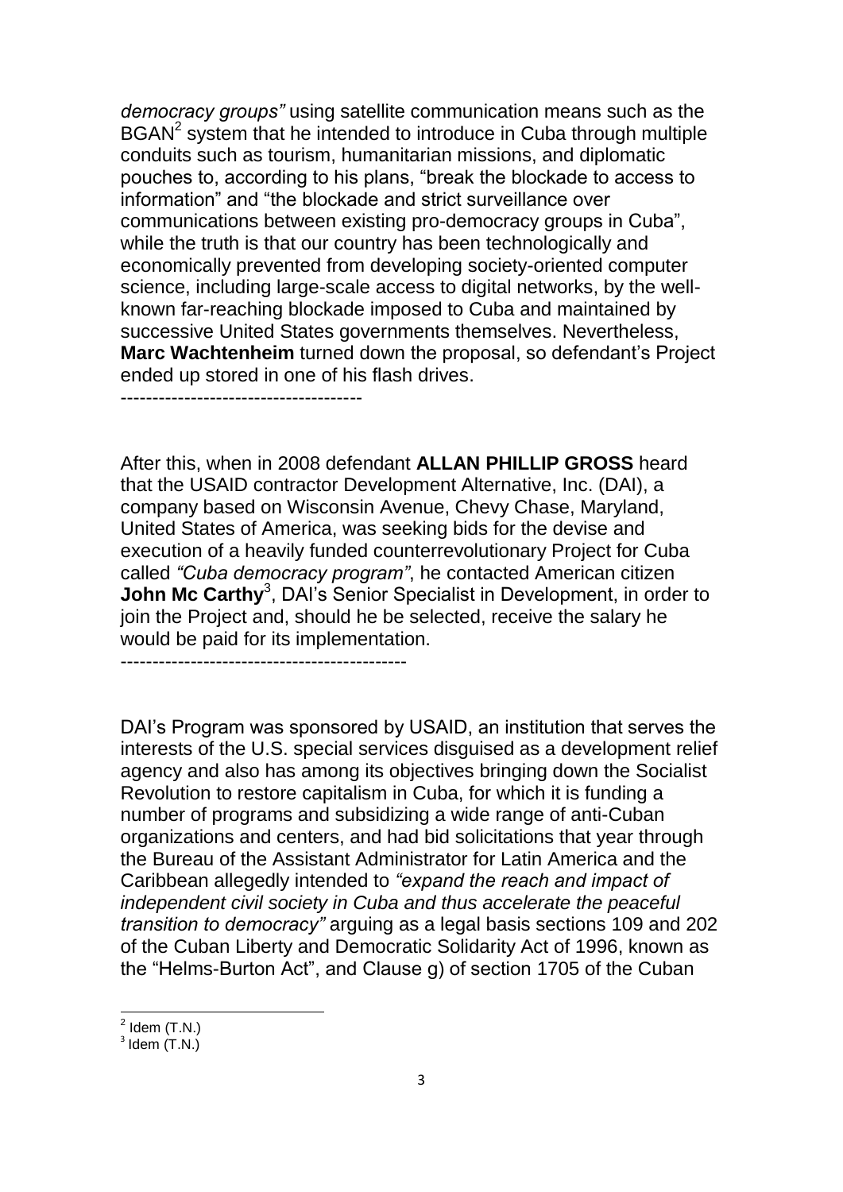*democracy groups"* using satellite communication means such as the BGAN[2] system that he intended to introduce in Cuba through multiple conduits such as tourism, humanitarian missions, and diplomatic pouches to, according to his plans, "break the blockade to access to information" and "the blockade and strict surveillance over communications between existing pro-democracy groups in Cuba", while the truth is that our country has been technologically and economically prevented from developing society-oriented computer science, including large-scale access to digital networks, by the well-known far-reaching blockade imposed to Cuba and maintained by successive United States governments themselves. Nevertheless, **Marc Wachtenheim** turned down the proposal, so defendant's Project ended up stored in one of his flash drives.
-------------------------------------

After this, when in 2008 defendant **ALLAN PHILLIP GROSS** heard that the USAID contractor Development Alternative, Inc. (DAI), a company based on Wisconsin Avenue, Chevy Chase, Maryland, United States of America, was seeking bids for the devise and execution of a heavily funded counterrevolutionary Project for Cuba called *"Cuba democracy program"*, he contacted American citizen **John Mc Carthy**[3], DAI's Senior Specialist in Development, in order to join the Project and, should he be selected, receive the salary he would be paid for its implementation.
--------------------------------------------

DAI's Program was sponsored by USAID, an institution that serves the interests of the U.S. special services disguised as a development relief agency and also has among its objectives bringing down the Socialist Revolution to restore capitalism in Cuba, for which it is funding a number of programs and subsidizing a wide range of anti-Cuban organizations and centers, and had bid solicitations that year through the Bureau of the Assistant Administrator for Latin America and the Caribbean allegedly intended to *"expand the reach and impact of independent civil society in Cuba and thus accelerate the peaceful transition to democracy"* arguing as a legal basis sections 109 and 202 of the Cuban Liberty and Democratic Solidarity Act of 1996, known as the "Helms-Burton Act", and Clause g) of section 1705 of the Cuban

---

[2] Idem (T.N.)

[3] Idem (T.N.)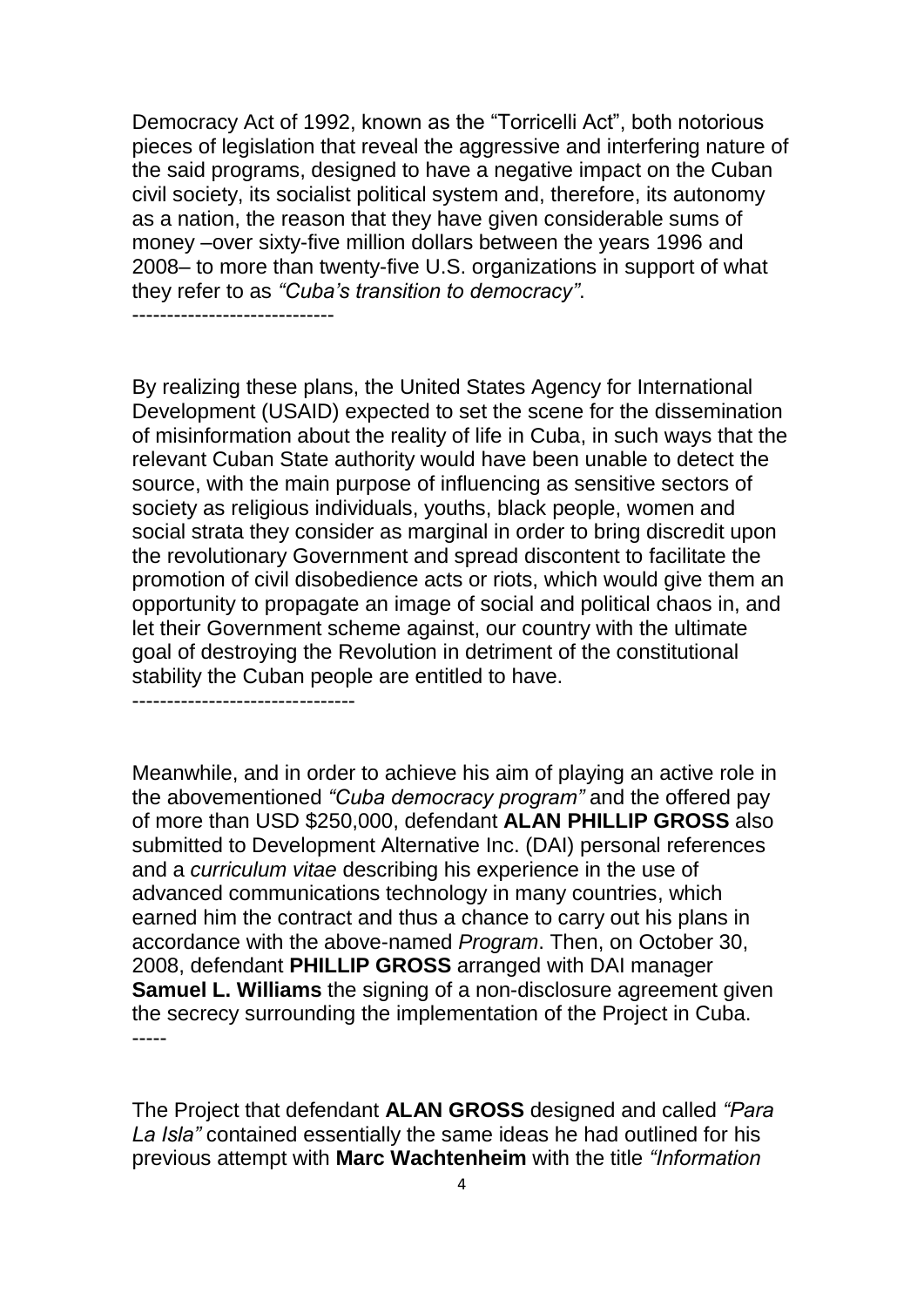Democracy Act of 1992, known as the "Torricelli Act", both notorious pieces of legislation that reveal the aggressive and interfering nature of the said programs, designed to have a negative impact on the Cuban civil society, its socialist political system and, therefore, its autonomy as a nation, the reason that they have given considerable sums of money –over sixty-five million dollars between the years 1996 and 2008– to more than twenty-five U.S. organizations in support of what they refer to as *"Cuba's transition to democracy"*.
-----------------------------

By realizing these plans, the United States Agency for International Development (USAID) expected to set the scene for the dissemination of misinformation about the reality of life in Cuba, in such ways that the relevant Cuban State authority would have been unable to detect the source, with the main purpose of influencing as sensitive sectors of society as religious individuals, youths, black people, women and social strata they consider as marginal in order to bring discredit upon the revolutionary Government and spread discontent to facilitate the promotion of civil disobedience acts or riots, which would give them an opportunity to propagate an image of social and political chaos in, and let their Government scheme against, our country with the ultimate goal of destroying the Revolution in detriment of the constitutional stability the Cuban people are entitled to have.
--------------------------------

Meanwhile, and in order to achieve his aim of playing an active role in the abovementioned *"Cuba democracy program"* and the offered pay of more than USD $250,000, defendant **ALAN PHILLIP GROSS** also submitted to Development Alternative Inc. (DAI) personal references and a *curriculum vitae* describing his experience in the use of advanced communications technology in many countries, which earned him the contract and thus a chance to carry out his plans in accordance with the above-named *Program*. Then, on October 30, 2008, defendant **PHILLIP GROSS** arranged with DAI manager **Samuel L. Williams** the signing of a non-disclosure agreement given the secrecy surrounding the implementation of the Project in Cuba.
-----

The Project that defendant **ALAN GROSS** designed and called *"Para La Isla"* contained essentially the same ideas he had outlined for his previous attempt with **Marc Wachtenheim** with the title *"Information*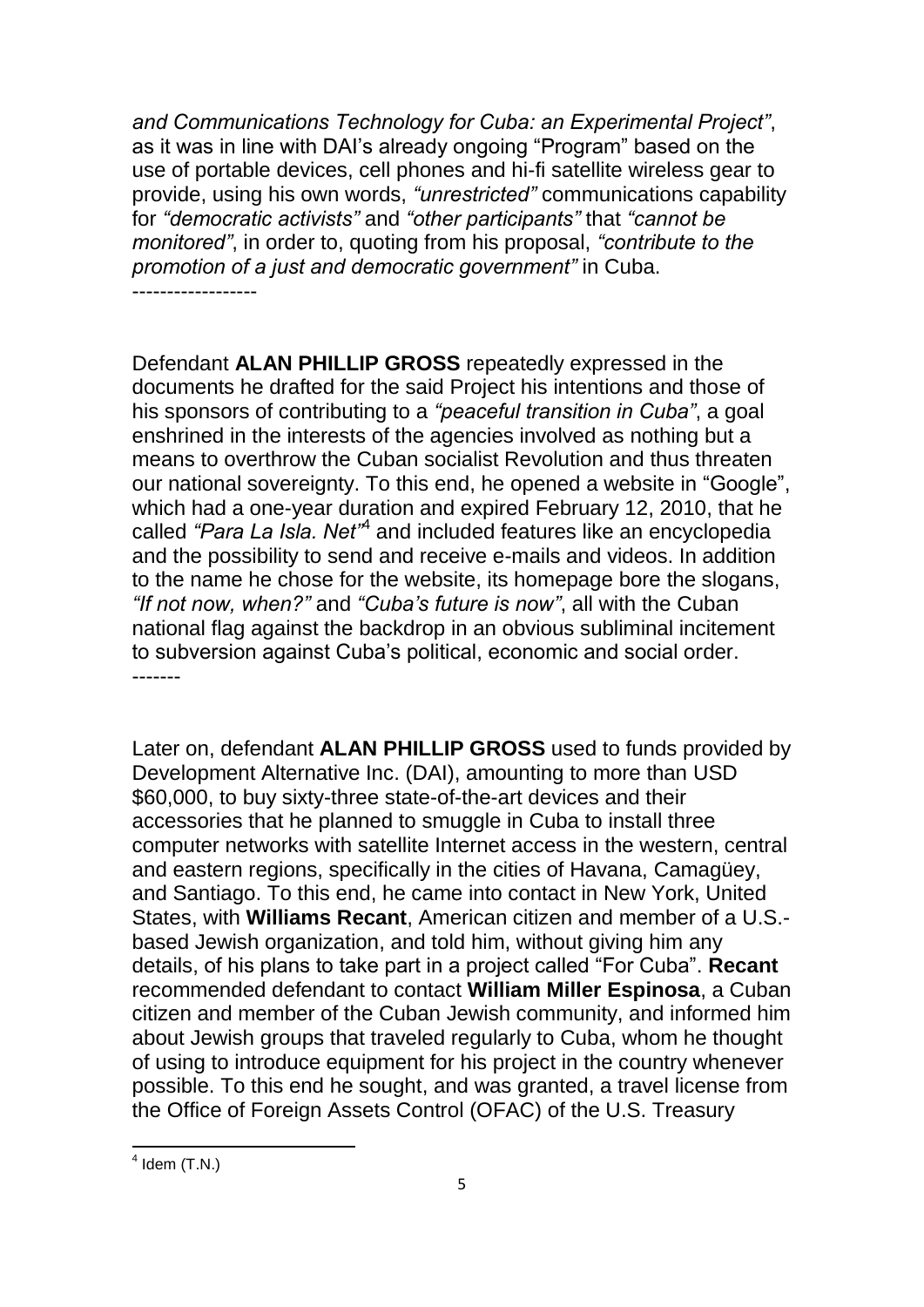*and Communications Technology for Cuba: an Experimental Project"*, as it was in line with DAI's already ongoing "Program" based on the use of portable devices, cell phones and hi-fi satellite wireless gear to provide, using his own words, *"unrestricted"* communications capability for *"democratic activists"* and *"other participants"* that *"cannot be monitored"*, in order to, quoting from his proposal, *"contribute to the promotion of a just and democratic government"* in Cuba.
------------------

Defendant **ALAN PHILLIP GROSS** repeatedly expressed in the documents he drafted for the said Project his intentions and those of his sponsors of contributing to a *"peaceful transition in Cuba"*, a goal enshrined in the interests of the agencies involved as nothing but a means to overthrow the Cuban socialist Revolution and thus threaten our national sovereignty. To this end, he opened a website in "Google", which had a one-year duration and expired February 12, 2010, that he called *"Para La Isla. Net"*[4] and included features like an encyclopedia and the possibility to send and receive e-mails and videos. In addition to the name he chose for the website, its homepage bore the slogans, *"If not now, when?"* and *"Cuba's future is now"*, all with the Cuban national flag against the backdrop in an obvious subliminal incitement to subversion against Cuba's political, economic and social order.
-------

Later on, defendant **ALAN PHILLIP GROSS** used to funds provided by Development Alternative Inc. (DAI), amounting to more than USD $60,000, to buy sixty-three state-of-the-art devices and their accessories that he planned to smuggle in Cuba to install three computer networks with satellite Internet access in the western, central and eastern regions, specifically in the cities of Havana, Camagüey, and Santiago. To this end, he came into contact in New York, United States, with **Williams Recant**, American citizen and member of a U.S.-based Jewish organization, and told him, without giving him any details, of his plans to take part in a project called "For Cuba". **Recant** recommended defendant to contact **William Miller Espinosa**, a Cuban citizen and member of the Cuban Jewish community, and informed him about Jewish groups that traveled regularly to Cuba, whom he thought of using to introduce equipment for his project in the country whenever possible. To this end he sought, and was granted, a travel license from the Office of Foreign Assets Control (OFAC) of the U.S. Treasury

[4] Idem (T.N.)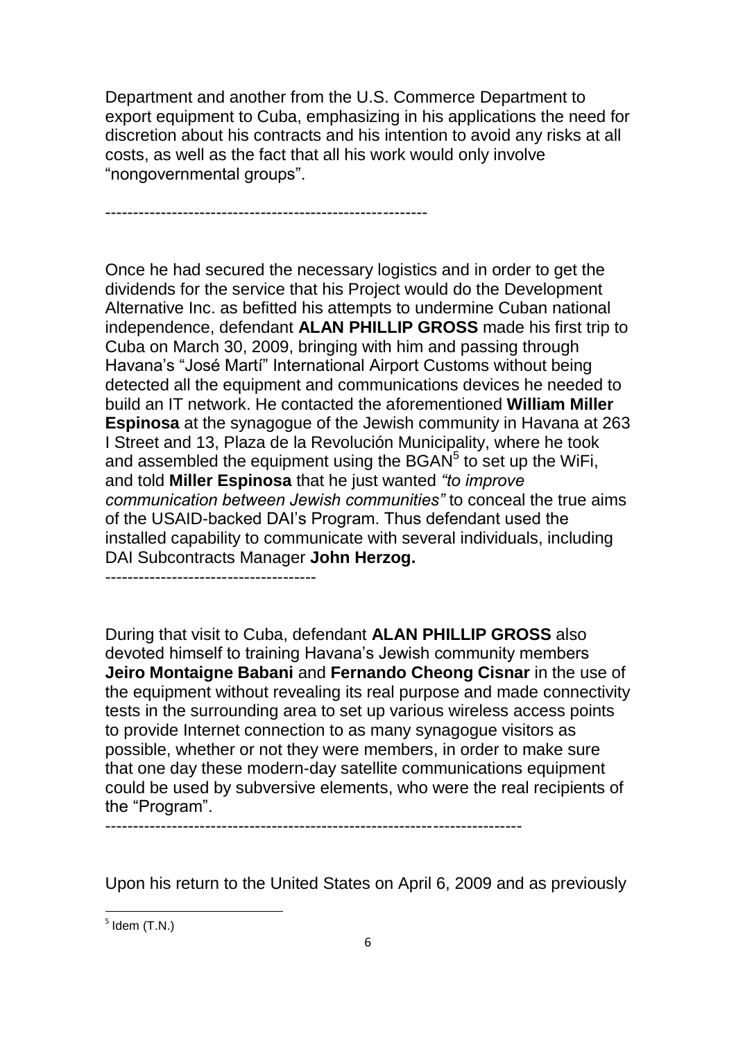Department and another from the U.S. Commerce Department to export equipment to Cuba, emphasizing in his applications the need for discretion about his contracts and his intention to avoid any risks at all costs, as well as the fact that all his work would only involve “nongovernmental groups”.

---------------------------------------------------------

Once he had secured the necessary logistics and in order to get the dividends for the service that his Project would do the Development Alternative Inc. as befitted his attempts to undermine Cuban national independence, defendant **ALAN PHILLIP GROSS** made his first trip to Cuba on March 30, 2009, bringing with him and passing through Havana’s “José Martí” International Airport Customs without being detected all the equipment and communications devices he needed to build an IT network. He contacted the aforementioned **William Miller Espinosa** at the synagogue of the Jewish community in Havana at 263 I Street and 13, Plaza de la Revolución Municipality, where he took and assembled the equipment using the BGAN[5] to set up the WiFi, and told **Miller Espinosa** that he just wanted *“to improve communication between Jewish communities”* to conceal the true aims of the USAID-backed DAI’s Program. Thus defendant used the installed capability to communicate with several individuals, including DAI Subcontracts Manager **John Herzog.**

-------------------------------------

During that visit to Cuba, defendant **ALAN PHILLIP GROSS** also devoted himself to training Havana’s Jewish community members **Jeiro Montaigne Babani** and **Fernando Cheong Cisnar** in the use of the equipment without revealing its real purpose and made connectivity tests in the surrounding area to set up various wireless access points to provide Internet connection to as many synagogue visitors as possible, whether or not they were members, in order to make sure that one day these modern-day satellite communications equipment could be used by subversive elements, who were the real recipients of the “Program”.

-------------------------------------------------------------------------

Upon his return to the United States on April 6, 2009 and as previously

[5] Idem (T.N.)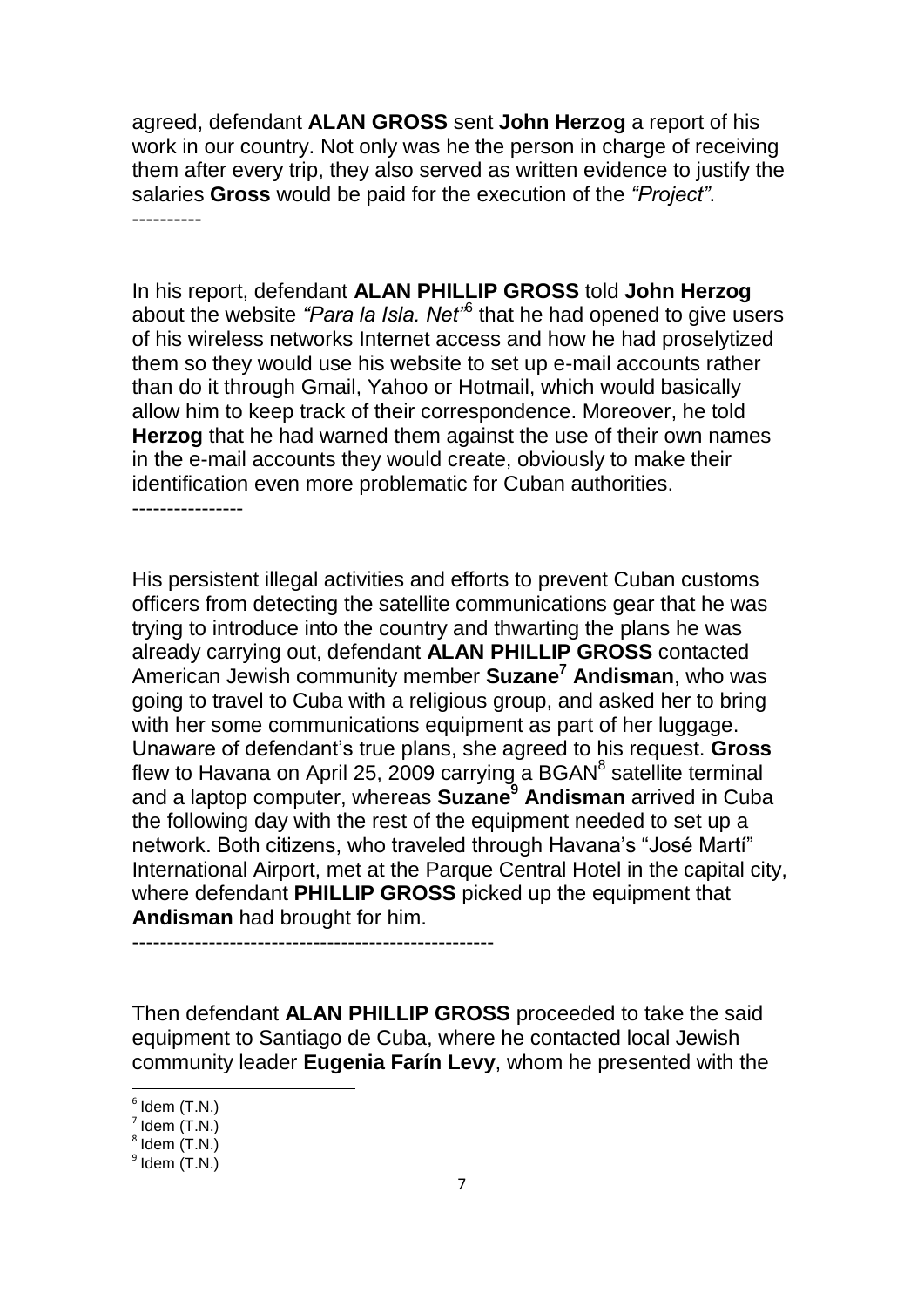agreed, defendant **ALAN GROSS** sent **John Herzog** a report of his work in our country. Not only was he the person in charge of receiving them after every trip, they also served as written evidence to justify the salaries **Gross** would be paid for the execution of the *"Project"*.
----------

In his report, defendant **ALAN PHILLIP GROSS** told **John Herzog** about the website *"Para la Isla. Net"*[6] that he had opened to give users of his wireless networks Internet access and how he had proselytized them so they would use his website to set up e-mail accounts rather than do it through Gmail, Yahoo or Hotmail, which would basically allow him to keep track of their correspondence. Moreover, he told **Herzog** that he had warned them against the use of their own names in the e-mail accounts they would create, obviously to make their identification even more problematic for Cuban authorities.
----------------

His persistent illegal activities and efforts to prevent Cuban customs officers from detecting the satellite communications gear that he was trying to introduce into the country and thwarting the plans he was already carrying out, defendant **ALAN PHILLIP GROSS** contacted American Jewish community member **Suzane[7] Andisman**, who was going to travel to Cuba with a religious group, and asked her to bring with her some communications equipment as part of her luggage. Unaware of defendant's true plans, she agreed to his request. **Gross** flew to Havana on April 25, 2009 carrying a BGAN[8] satellite terminal and a laptop computer, whereas **Suzane[9] Andisman** arrived in Cuba the following day with the rest of the equipment needed to set up a network. Both citizens, who traveled through Havana's "José Martí" International Airport, met at the Parque Central Hotel in the capital city, where defendant **PHILLIP GROSS** picked up the equipment that **Andisman** had brought for him.
----------------------------------------------------

Then defendant **ALAN PHILLIP GROSS** proceeded to take the said equipment to Santiago de Cuba, where he contacted local Jewish community leader **Eugenia Farín Levy**, whom he presented with the

[6] Idem (T.N.)
[7] Idem (T.N.)
[8] Idem (T.N.)
[9] Idem (T.N.)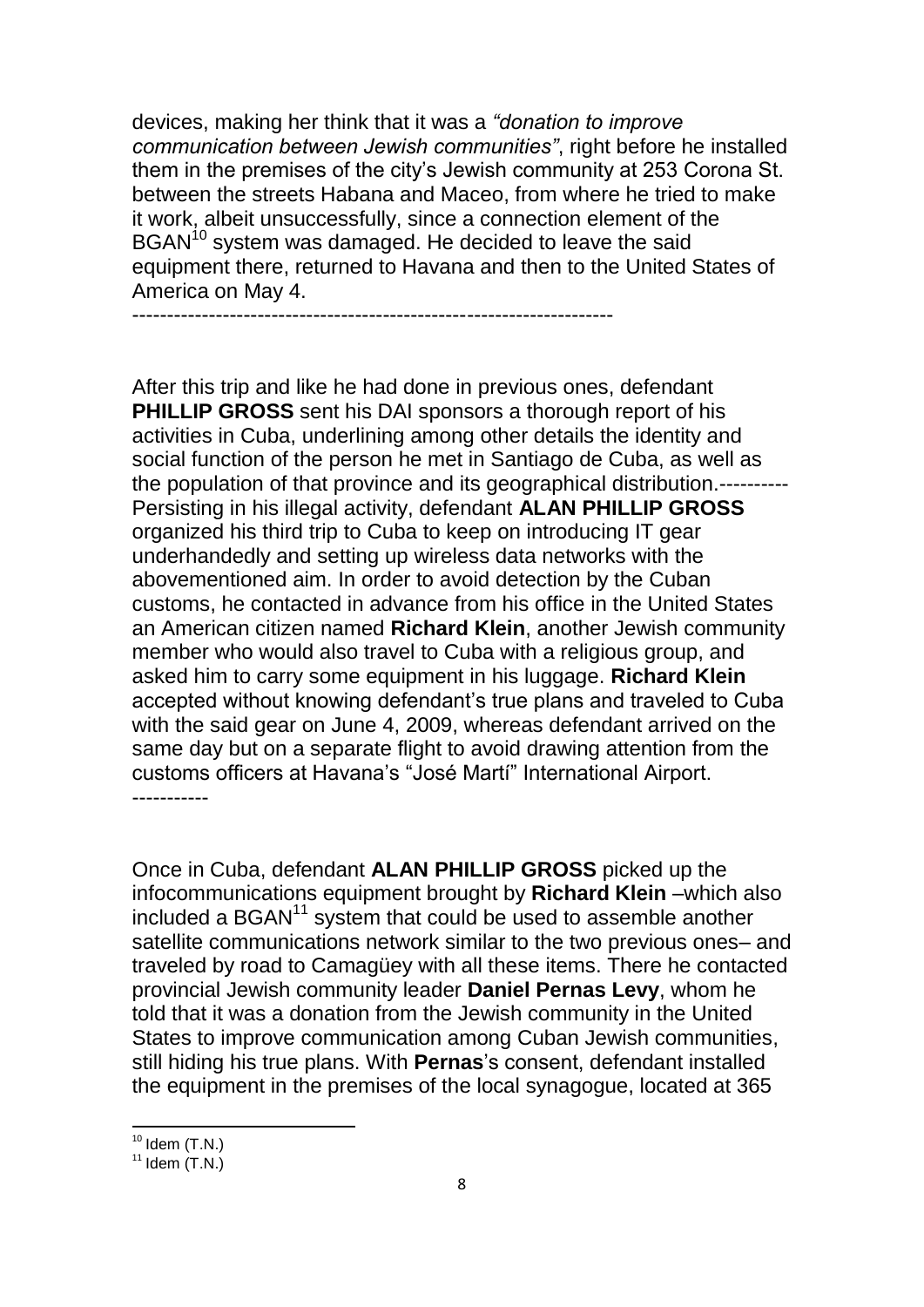devices, making her think that it was a *"donation to improve communication between Jewish communities"*, right before he installed them in the premises of the city's Jewish community at 253 Corona St. between the streets Habana and Maceo, from where he tried to make it work, albeit unsuccessfully, since a connection element of the BGAN[10] system was damaged. He decided to leave the said equipment there, returned to Havana and then to the United States of America on May 4.
-------------------------------------------------------------------

After this trip and like he had done in previous ones, defendant **PHILLIP GROSS** sent his DAI sponsors a thorough report of his activities in Cuba, underlining among other details the identity and social function of the person he met in Santiago de Cuba, as well as the population of that province and its geographical distribution.---------- Persisting in his illegal activity, defendant **ALAN PHILLIP GROSS** organized his third trip to Cuba to keep on introducing IT gear underhandedly and setting up wireless data networks with the abovementioned aim. In order to avoid detection by the Cuban customs, he contacted in advance from his office in the United States an American citizen named **Richard Klein**, another Jewish community member who would also travel to Cuba with a religious group, and asked him to carry some equipment in his luggage. **Richard Klein** accepted without knowing defendant's true plans and traveled to Cuba with the said gear on June 4, 2009, whereas defendant arrived on the same day but on a separate flight to avoid drawing attention from the customs officers at Havana's "José Martí" International Airport.
-----------

Once in Cuba, defendant **ALAN PHILLIP GROSS** picked up the infocommunications equipment brought by **Richard Klein** –which also included a BGAN[11] system that could be used to assemble another satellite communications network similar to the two previous ones– and traveled by road to Camagüey with all these items. There he contacted provincial Jewish community leader **Daniel Pernas Levy**, whom he told that it was a donation from the Jewish community in the United States to improve communication among Cuban Jewish communities, still hiding his true plans. With **Pernas**'s consent, defendant installed the equipment in the premises of the local synagogue, located at 365

---

[10] Idem (T.N.)

[11] Idem (T.N.)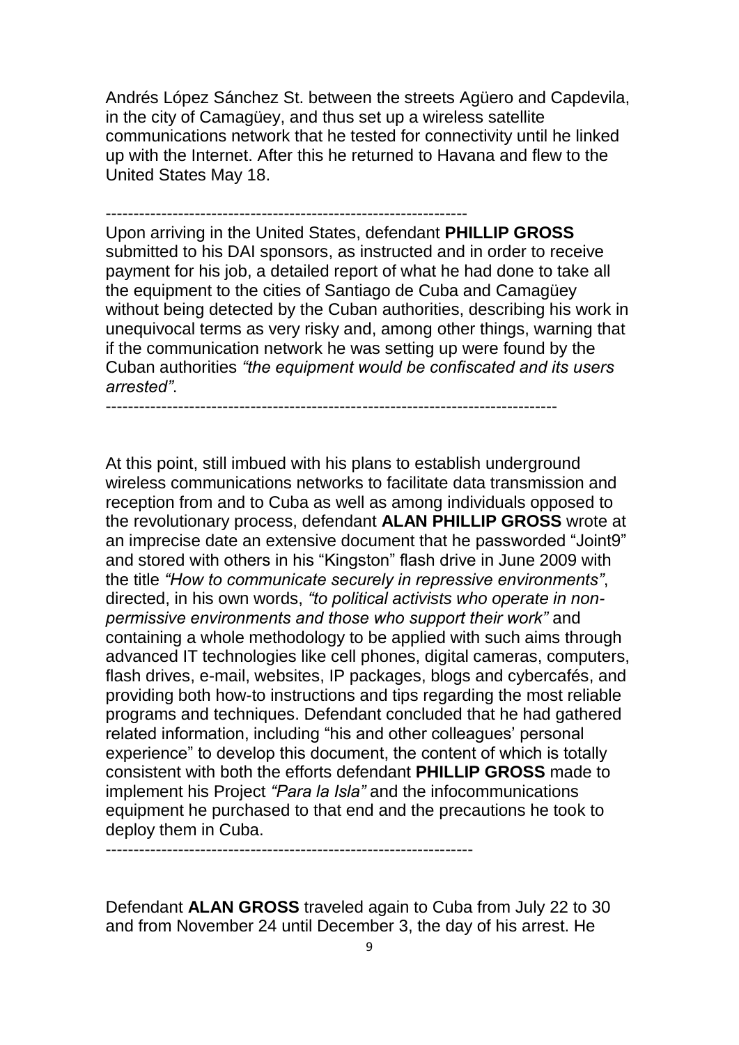Andrés López Sánchez St. between the streets Agüero and Capdevila, in the city of Camagüey, and thus set up a wireless satellite communications network that he tested for connectivity until he linked up with the Internet. After this he returned to Havana and flew to the United States May 18.

-----------------------------------------------------------------

Upon arriving in the United States, defendant **PHILLIP GROSS** submitted to his DAI sponsors, as instructed and in order to receive payment for his job, a detailed report of what he had done to take all the equipment to the cities of Santiago de Cuba and Camagüey without being detected by the Cuban authorities, describing his work in unequivocal terms as very risky and, among other things, warning that if the communication network he was setting up were found by the Cuban authorities *"the equipment would be confiscated and its users arrested"*.

---------------------------------------------------------------------------------

At this point, still imbued with his plans to establish underground wireless communications networks to facilitate data transmission and reception from and to Cuba as well as among individuals opposed to the revolutionary process, defendant **ALAN PHILLIP GROSS** wrote at an imprecise date an extensive document that he passworded "Joint9" and stored with others in his "Kingston" flash drive in June 2009 with the title *"How to communicate securely in repressive environments"*, directed, in his own words, *"to political activists who operate in non-permissive environments and those who support their work"* and containing a whole methodology to be applied with such aims through advanced IT technologies like cell phones, digital cameras, computers, flash drives, e-mail, websites, IP packages, blogs and cybercafés, and providing both how-to instructions and tips regarding the most reliable programs and techniques. Defendant concluded that he had gathered related information, including "his and other colleagues' personal experience" to develop this document, the content of which is totally consistent with both the efforts defendant **PHILLIP GROSS** made to implement his Project *"Para la Isla"* and the infocommunications equipment he purchased to that end and the precautions he took to deploy them in Cuba.

------------------------------------------------------------------

Defendant **ALAN GROSS** traveled again to Cuba from July 22 to 30 and from November 24 until December 3, the day of his arrest. He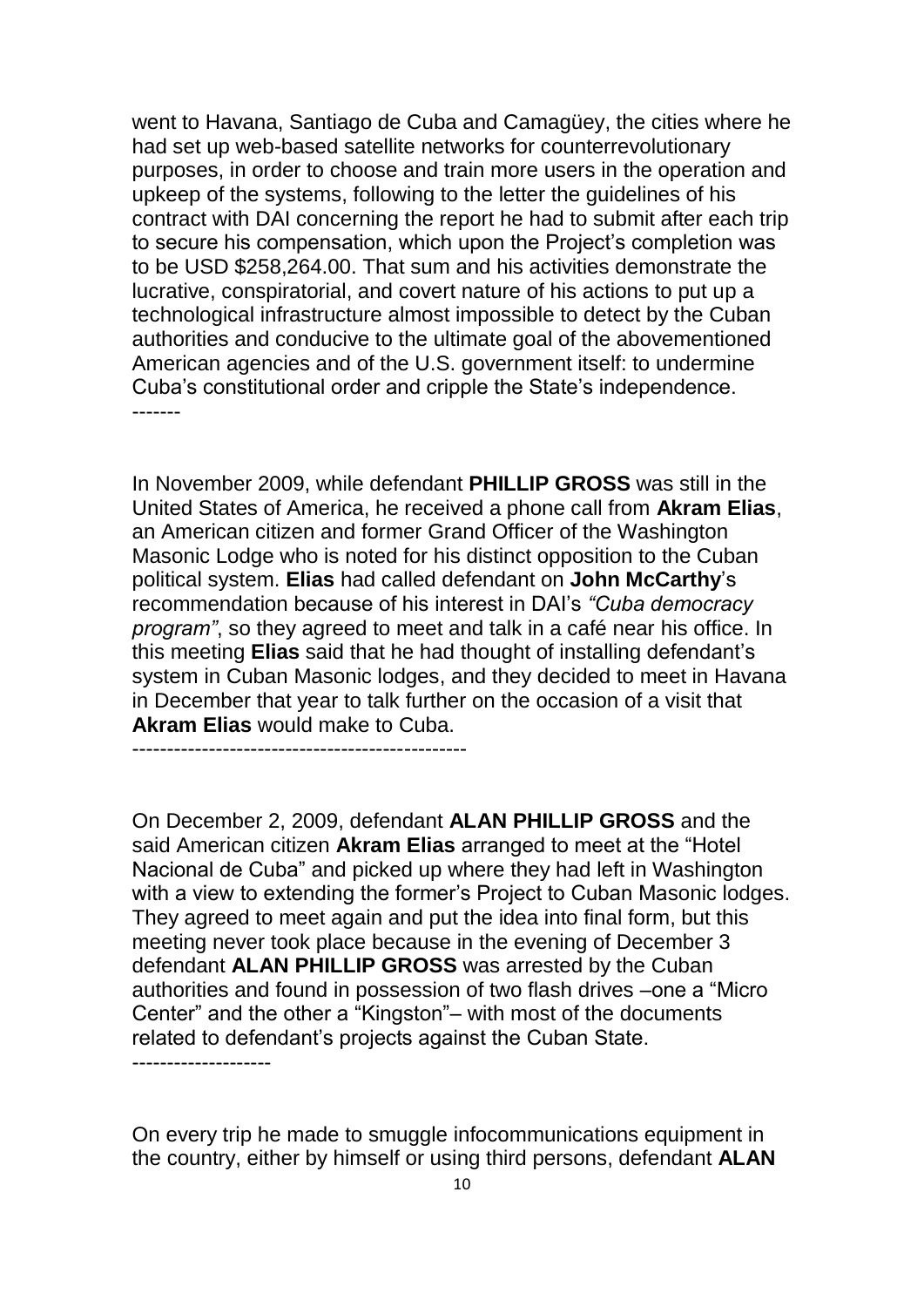went to Havana, Santiago de Cuba and Camagüey, the cities where he had set up web-based satellite networks for counterrevolutionary purposes, in order to choose and train more users in the operation and upkeep of the systems, following to the letter the guidelines of his contract with DAI concerning the report he had to submit after each trip to secure his compensation, which upon the Project's completion was to be USD $258,264.00. That sum and his activities demonstrate the lucrative, conspiratorial, and covert nature of his actions to put up a technological infrastructure almost impossible to detect by the Cuban authorities and conducive to the ultimate goal of the abovementioned American agencies and of the U.S. government itself: to undermine Cuba's constitutional order and cripple the State's independence. -------

In November 2009, while defendant **PHILLIP GROSS** was still in the United States of America, he received a phone call from **Akram Elias**, an American citizen and former Grand Officer of the Washington Masonic Lodge who is noted for his distinct opposition to the Cuban political system. **Elias** had called defendant on **John McCarthy**'s recommendation because of his interest in DAI's *"Cuba democracy program"*, so they agreed to meet and talk in a café near his office. In this meeting **Elias** said that he had thought of installing defendant's system in Cuban Masonic lodges, and they decided to meet in Havana in December that year to talk further on the occasion of a visit that **Akram Elias** would make to Cuba. ------------------------------------------------

On December 2, 2009, defendant **ALAN PHILLIP GROSS** and the said American citizen **Akram Elias** arranged to meet at the "Hotel Nacional de Cuba" and picked up where they had left in Washington with a view to extending the former's Project to Cuban Masonic lodges. They agreed to meet again and put the idea into final form, but this meeting never took place because in the evening of December 3 defendant **ALAN PHILLIP GROSS** was arrested by the Cuban authorities and found in possession of two flash drives –one a "Micro Center" and the other a "Kingston"– with most of the documents related to defendant's projects against the Cuban State. --------------------

On every trip he made to smuggle infocommunications equipment in the country, either by himself or using third persons, defendant **ALAN**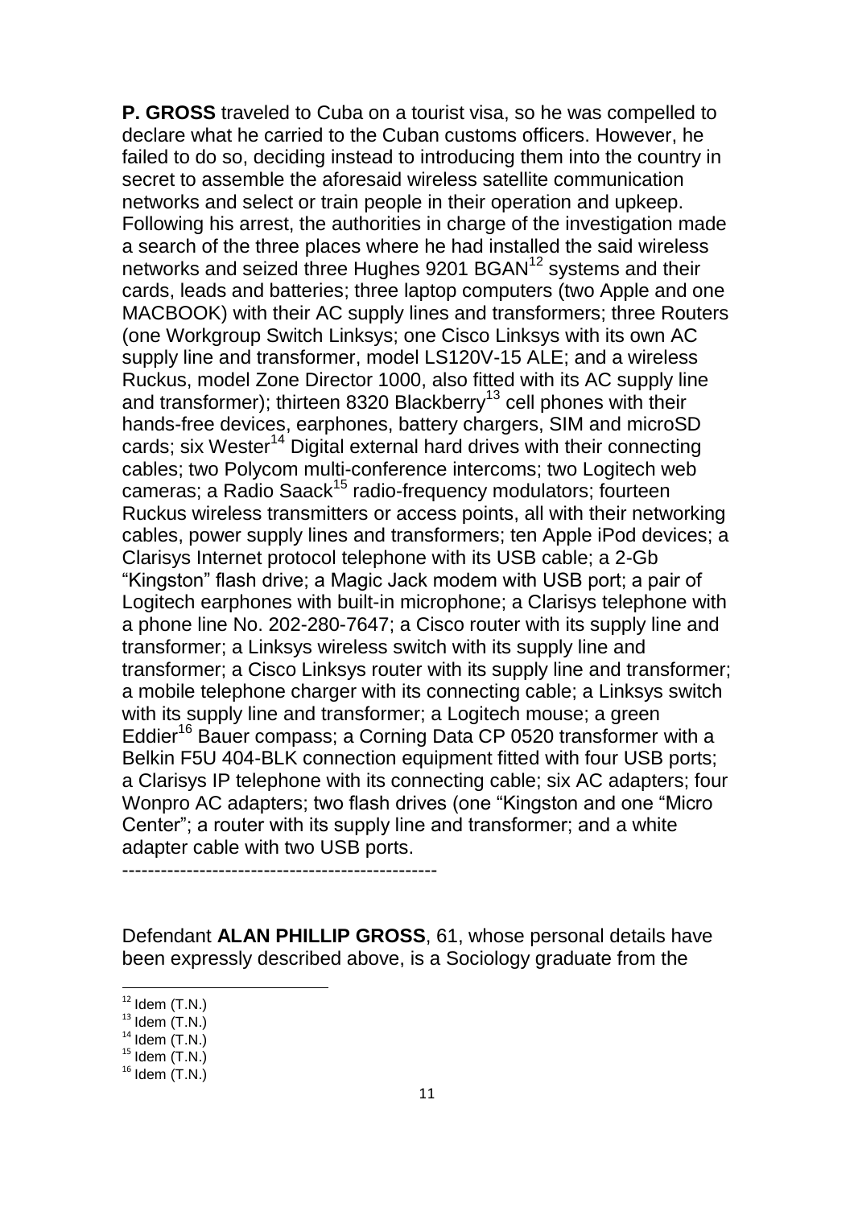**P. GROSS** traveled to Cuba on a tourist visa, so he was compelled to declare what he carried to the Cuban customs officers. However, he failed to do so, deciding instead to introducing them into the country in secret to assemble the aforesaid wireless satellite communication networks and select or train people in their operation and upkeep. Following his arrest, the authorities in charge of the investigation made a search of the three places where he had installed the said wireless networks and seized three Hughes 9201 BGAN[12] systems and their cards, leads and batteries; three laptop computers (two Apple and one MACBOOK) with their AC supply lines and transformers; three Routers (one Workgroup Switch Linksys; one Cisco Linksys with its own AC supply line and transformer, model LS120V-15 ALE; and a wireless Ruckus, model Zone Director 1000, also fitted with its AC supply line and transformer); thirteen 8320 Blackberry[13] cell phones with their hands-free devices, earphones, battery chargers, SIM and microSD cards; six Wester[14] Digital external hard drives with their connecting cables; two Polycom multi-conference intercoms; two Logitech web cameras; a Radio Saack[15] radio-frequency modulators; fourteen Ruckus wireless transmitters or access points, all with their networking cables, power supply lines and transformers; ten Apple iPod devices; a Clarisys Internet protocol telephone with its USB cable; a 2-Gb "Kingston" flash drive; a Magic Jack modem with USB port; a pair of Logitech earphones with built-in microphone; a Clarisys telephone with a phone line No. 202-280-7647; a Cisco router with its supply line and transformer; a Linksys wireless switch with its supply line and transformer; a Cisco Linksys router with its supply line and transformer; a mobile telephone charger with its connecting cable; a Linksys switch with its supply line and transformer; a Logitech mouse; a green Eddier[16] Bauer compass; a Corning Data CP 0520 transformer with a Belkin F5U 404-BLK connection equipment fitted with four USB ports; a Clarisys IP telephone with its connecting cable; six AC adapters; four Wonpro AC adapters; two flash drives (one "Kingston and one "Micro Center"; a router with its supply line and transformer; and a white adapter cable with two USB ports.

-------------------------------------------------

Defendant **ALAN PHILLIP GROSS**, 61, whose personal details have been expressly described above, is a Sociology graduate from the

---

[12] Idem (T.N.)

[13] Idem (T.N.)

[14] Idem (T.N.)

[15] Idem (T.N.)

[16] Idem (T.N.)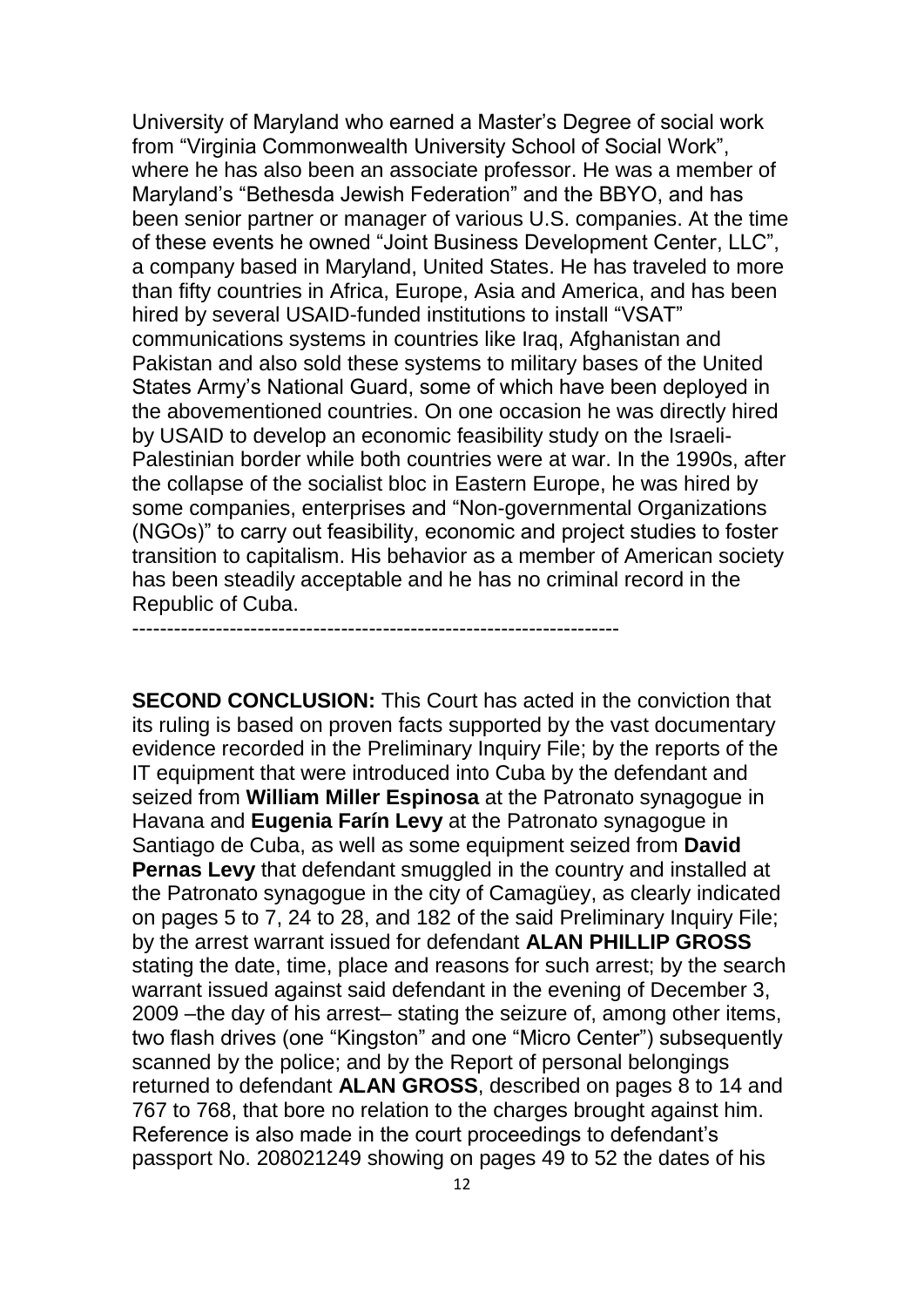University of Maryland who earned a Master's Degree of social work from "Virginia Commonwealth University School of Social Work", where he has also been an associate professor. He was a member of Maryland's "Bethesda Jewish Federation" and the BBYO, and has been senior partner or manager of various U.S. companies. At the time of these events he owned "Joint Business Development Center, LLC", a company based in Maryland, United States. He has traveled to more than fifty countries in Africa, Europe, Asia and America, and has been hired by several USAID-funded institutions to install "VSAT" communications systems in countries like Iraq, Afghanistan and Pakistan and also sold these systems to military bases of the United States Army's National Guard, some of which have been deployed in the abovementioned countries. On one occasion he was directly hired by USAID to develop an economic feasibility study on the Israeli-Palestinian border while both countries were at war. In the 1990s, after the collapse of the socialist bloc in Eastern Europe, he was hired by some companies, enterprises and "Non-governmental Organizations (NGOs)" to carry out feasibility, economic and project studies to foster transition to capitalism. His behavior as a member of American society has been steadily acceptable and he has no criminal record in the Republic of Cuba.
----------------------------------------------------------------------

**SECOND CONCLUSION:** This Court has acted in the conviction that its ruling is based on proven facts supported by the vast documentary evidence recorded in the Preliminary Inquiry File; by the reports of the IT equipment that were introduced into Cuba by the defendant and seized from **William Miller Espinosa** at the Patronato synagogue in Havana and **Eugenia Farín Levy** at the Patronato synagogue in Santiago de Cuba, as well as some equipment seized from **David Pernas Levy** that defendant smuggled in the country and installed at the Patronato synagogue in the city of Camagüey, as clearly indicated on pages 5 to 7, 24 to 28, and 182 of the said Preliminary Inquiry File; by the arrest warrant issued for defendant **ALAN PHILLIP GROSS** stating the date, time, place and reasons for such arrest; by the search warrant issued against said defendant in the evening of December 3, 2009 –the day of his arrest– stating the seizure of, among other items, two flash drives (one "Kingston" and one "Micro Center") subsequently scanned by the police; and by the Report of personal belongings returned to defendant **ALAN GROSS**, described on pages 8 to 14 and 767 to 768, that bore no relation to the charges brought against him. Reference is also made in the court proceedings to defendant's passport No. 208021249 showing on pages 49 to 52 the dates of his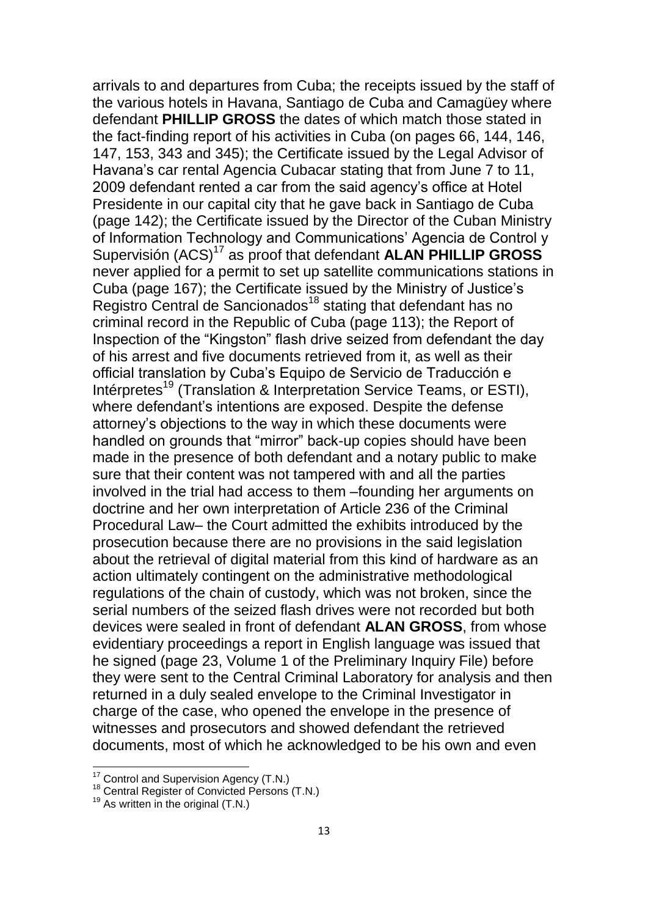arrivals to and departures from Cuba; the receipts issued by the staff of the various hotels in Havana, Santiago de Cuba and Camagüey where defendant **PHILLIP GROSS** the dates of which match those stated in the fact-finding report of his activities in Cuba (on pages 66, 144, 146, 147, 153, 343 and 345); the Certificate issued by the Legal Advisor of Havana's car rental Agencia Cubacar stating that from June 7 to 11, 2009 defendant rented a car from the said agency's office at Hotel Presidente in our capital city that he gave back in Santiago de Cuba (page 142); the Certificate issued by the Director of the Cuban Ministry of Information Technology and Communications' Agencia de Control y Supervisión (ACS)[17] as proof that defendant **ALAN PHILLIP GROSS** never applied for a permit to set up satellite communications stations in Cuba (page 167); the Certificate issued by the Ministry of Justice's Registro Central de Sancionados[18] stating that defendant has no criminal record in the Republic of Cuba (page 113); the Report of Inspection of the "Kingston" flash drive seized from defendant the day of his arrest and five documents retrieved from it, as well as their official translation by Cuba's Equipo de Servicio de Traducción e Intérpretes[19] (Translation & Interpretation Service Teams, or ESTI), where defendant's intentions are exposed. Despite the defense attorney's objections to the way in which these documents were handled on grounds that "mirror" back-up copies should have been made in the presence of both defendant and a notary public to make sure that their content was not tampered with and all the parties involved in the trial had access to them –founding her arguments on doctrine and her own interpretation of Article 236 of the Criminal Procedural Law– the Court admitted the exhibits introduced by the prosecution because there are no provisions in the said legislation about the retrieval of digital material from this kind of hardware as an action ultimately contingent on the administrative methodological regulations of the chain of custody, which was not broken, since the serial numbers of the seized flash drives were not recorded but both devices were sealed in front of defendant **ALAN GROSS**, from whose evidentiary proceedings a report in English language was issued that he signed (page 23, Volume 1 of the Preliminary Inquiry File) before they were sent to the Central Criminal Laboratory for analysis and then returned in a duly sealed envelope to the Criminal Investigator in charge of the case, who opened the envelope in the presence of witnesses and prosecutors and showed defendant the retrieved documents, most of which he acknowledged to be his own and even

---

[17] Control and Supervision Agency (T.N.)

[18] Central Register of Convicted Persons (T.N.)

[19] As written in the original (T.N.)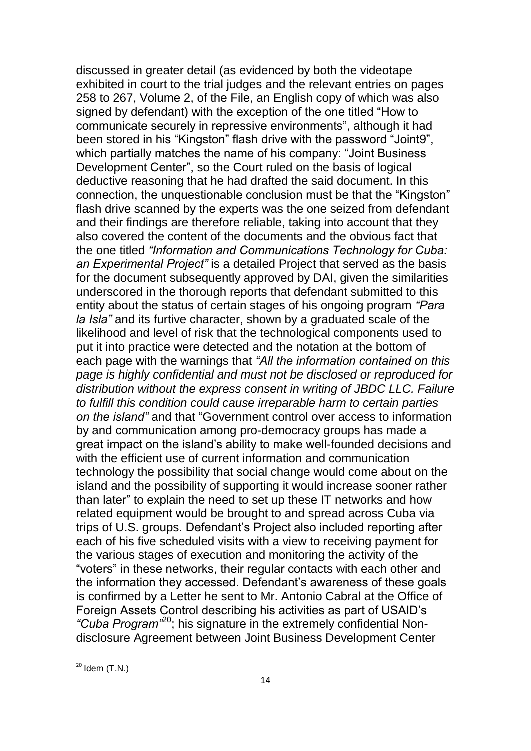discussed in greater detail (as evidenced by both the videotape exhibited in court to the trial judges and the relevant entries on pages 258 to 267, Volume 2, of the File, an English copy of which was also signed by defendant) with the exception of the one titled "How to communicate securely in repressive environments", although it had been stored in his "Kingston" flash drive with the password "Joint9", which partially matches the name of his company: "Joint Business Development Center", so the Court ruled on the basis of logical deductive reasoning that he had drafted the said document. In this connection, the unquestionable conclusion must be that the "Kingston" flash drive scanned by the experts was the one seized from defendant and their findings are therefore reliable, taking into account that they also covered the content of the documents and the obvious fact that the one titled *"Information and Communications Technology for Cuba: an Experimental Project"* is a detailed Project that served as the basis for the document subsequently approved by DAI, given the similarities underscored in the thorough reports that defendant submitted to this entity about the status of certain stages of his ongoing program *"Para la Isla"* and its furtive character, shown by a graduated scale of the likelihood and level of risk that the technological components used to put it into practice were detected and the notation at the bottom of each page with the warnings that *"All the information contained on this page is highly confidential and must not be disclosed or reproduced for distribution without the express consent in writing of JBDC LLC. Failure to fulfill this condition could cause irreparable harm to certain parties on the island"* and that "Government control over access to information by and communication among pro-democracy groups has made a great impact on the island's ability to make well-founded decisions and with the efficient use of current information and communication technology the possibility that social change would come about on the island and the possibility of supporting it would increase sooner rather than later" to explain the need to set up these IT networks and how related equipment would be brought to and spread across Cuba via trips of U.S. groups. Defendant's Project also included reporting after each of his five scheduled visits with a view to receiving payment for the various stages of execution and monitoring the activity of the "voters" in these networks, their regular contacts with each other and the information they accessed. Defendant's awareness of these goals is confirmed by a Letter he sent to Mr. Antonio Cabral at the Office of Foreign Assets Control describing his activities as part of USAID's *"Cuba Program"*[20]; his signature in the extremely confidential Non-disclosure Agreement between Joint Business Development Center

[20] Idem (T.N.)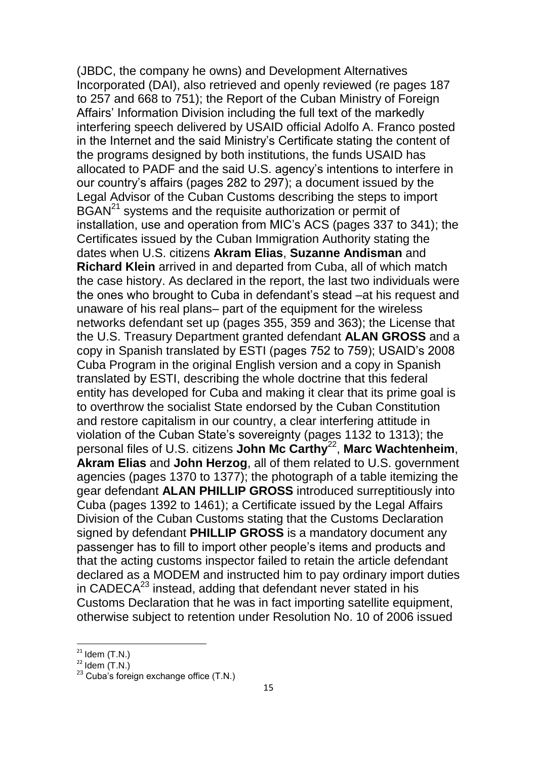(JBDC, the company he owns) and Development Alternatives Incorporated (DAI), also retrieved and openly reviewed (re pages 187 to 257 and 668 to 751); the Report of the Cuban Ministry of Foreign Affairs' Information Division including the full text of the markedly interfering speech delivered by USAID official Adolfo A. Franco posted in the Internet and the said Ministry's Certificate stating the content of the programs designed by both institutions, the funds USAID has allocated to PADF and the said U.S. agency's intentions to interfere in our country's affairs (pages 282 to 297); a document issued by the Legal Advisor of the Cuban Customs describing the steps to import BGAN[21] systems and the requisite authorization or permit of installation, use and operation from MIC's ACS (pages 337 to 341); the Certificates issued by the Cuban Immigration Authority stating the dates when U.S. citizens **Akram Elias**, **Suzanne Andisman** and **Richard Klein** arrived in and departed from Cuba, all of which match the case history. As declared in the report, the last two individuals were the ones who brought to Cuba in defendant's stead –at his request and unaware of his real plans– part of the equipment for the wireless networks defendant set up (pages 355, 359 and 363); the License that the U.S. Treasury Department granted defendant **ALAN GROSS** and a copy in Spanish translated by ESTI (pages 752 to 759); USAID's 2008 Cuba Program in the original English version and a copy in Spanish translated by ESTI, describing the whole doctrine that this federal entity has developed for Cuba and making it clear that its prime goal is to overthrow the socialist State endorsed by the Cuban Constitution and restore capitalism in our country, a clear interfering attitude in violation of the Cuban State's sovereignty (pages 1132 to 1313); the personal files of U.S. citizens **John Mc Carthy**[22], **Marc Wachtenheim**, **Akram Elias** and **John Herzog**, all of them related to U.S. government agencies (pages 1370 to 1377); the photograph of a table itemizing the gear defendant **ALAN PHILLIP GROSS** introduced surreptitiously into Cuba (pages 1392 to 1461); a Certificate issued by the Legal Affairs Division of the Cuban Customs stating that the Customs Declaration signed by defendant **PHILLIP GROSS** is a mandatory document any passenger has to fill to import other people's items and products and that the acting customs inspector failed to retain the article defendant declared as a MODEM and instructed him to pay ordinary import duties in CADECA[23] instead, adding that defendant never stated in his Customs Declaration that he was in fact importing satellite equipment, otherwise subject to retention under Resolution No. 10 of 2006 issued

[21] Idem (T.N.)

[22] Idem (T.N.)

[23] Cuba's foreign exchange office (T.N.)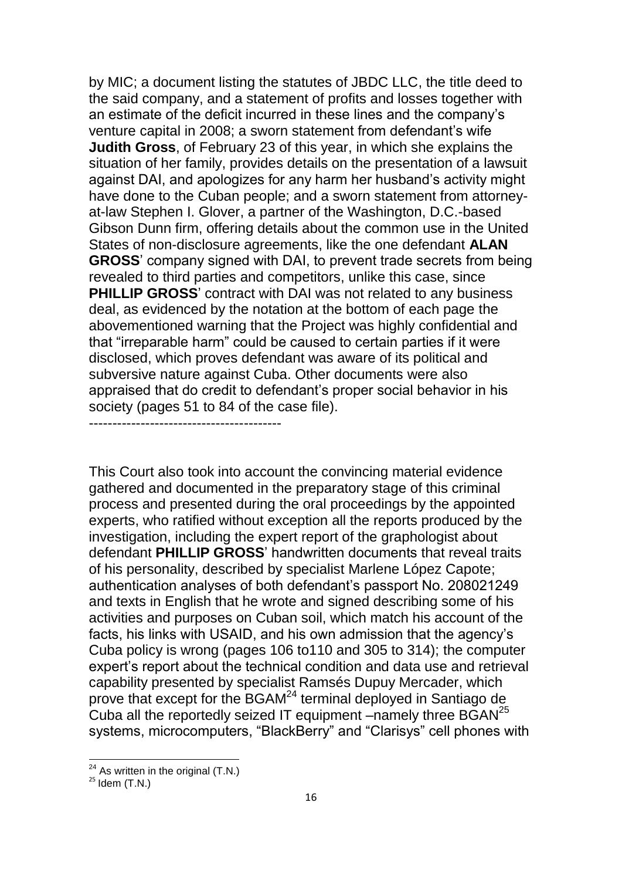by MIC; a document listing the statutes of JBDC LLC, the title deed to the said company, and a statement of profits and losses together with an estimate of the deficit incurred in these lines and the company's venture capital in 2008; a sworn statement from defendant's wife **Judith Gross**, of February 23 of this year, in which she explains the situation of her family, provides details on the presentation of a lawsuit against DAI, and apologizes for any harm her husband's activity might have done to the Cuban people; and a sworn statement from attorney-at-law Stephen I. Glover, a partner of the Washington, D.C.-based Gibson Dunn firm, offering details about the common use in the United States of non-disclosure agreements, like the one defendant **ALAN GROSS**' company signed with DAI, to prevent trade secrets from being revealed to third parties and competitors, unlike this case, since **PHILLIP GROSS**' contract with DAI was not related to any business deal, as evidenced by the notation at the bottom of each page the abovementioned warning that the Project was highly confidential and that "irreparable harm" could be caused to certain parties if it were disclosed, which proves defendant was aware of its political and subversive nature against Cuba. Other documents were also appraised that do credit to defendant's proper social behavior in his society (pages 51 to 84 of the case file).
-----------------------------------------

This Court also took into account the convincing material evidence gathered and documented in the preparatory stage of this criminal process and presented during the oral proceedings by the appointed experts, who ratified without exception all the reports produced by the investigation, including the expert report of the graphologist about defendant **PHILLIP GROSS**' handwritten documents that reveal traits of his personality, described by specialist Marlene López Capote; authentication analyses of both defendant's passport No. 208021249 and texts in English that he wrote and signed describing some of his activities and purposes on Cuban soil, which match his account of the facts, his links with USAID, and his own admission that the agency's Cuba policy is wrong (pages 106 to110 and 305 to 314); the computer expert's report about the technical condition and data use and retrieval capability presented by specialist Ramsés Dupuy Mercader, which prove that except for the BGAM[24] terminal deployed in Santiago de Cuba all the reportedly seized IT equipment –namely three BGAN[25] systems, microcomputers, "BlackBerry" and "Clarisys" cell phones with

[24] As written in the original (T.N.)

[25] Idem (T.N.)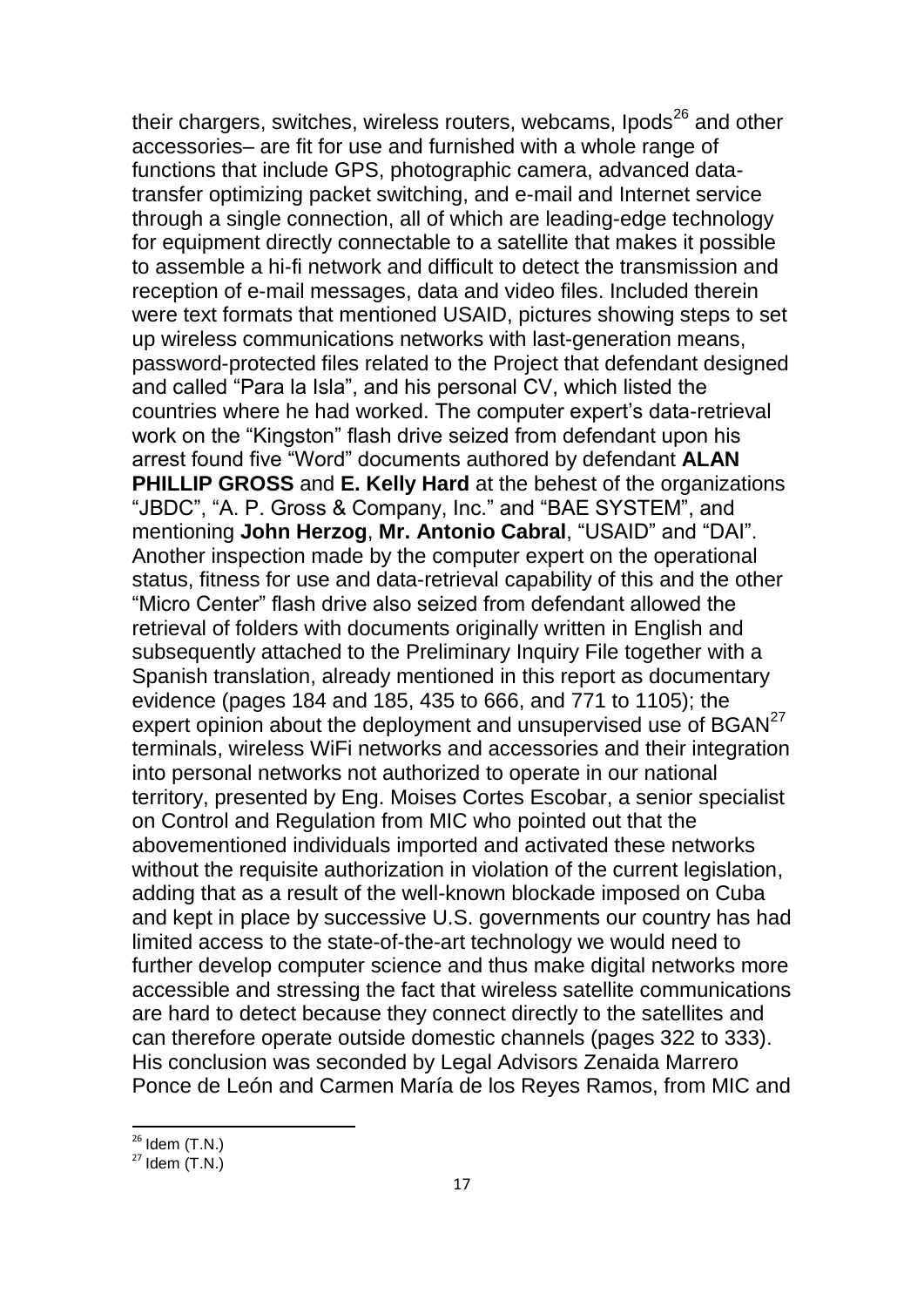their chargers, switches, wireless routers, webcams, Ipods[26] and other accessories– are fit for use and furnished with a whole range of functions that include GPS, photographic camera, advanced data-transfer optimizing packet switching, and e-mail and Internet service through a single connection, all of which are leading-edge technology for equipment directly connectable to a satellite that makes it possible to assemble a hi-fi network and difficult to detect the transmission and reception of e-mail messages, data and video files. Included therein were text formats that mentioned USAID, pictures showing steps to set up wireless communications networks with last-generation means, password-protected files related to the Project that defendant designed and called "Para la Isla", and his personal CV, which listed the countries where he had worked. The computer expert's data-retrieval work on the "Kingston" flash drive seized from defendant upon his arrest found five "Word" documents authored by defendant **ALAN PHILLIP GROSS** and **E. Kelly Hard** at the behest of the organizations "JBDC", "A. P. Gross & Company, Inc." and "BAE SYSTEM", and mentioning **John Herzog**, **Mr. Antonio Cabral**, "USAID" and "DAI". Another inspection made by the computer expert on the operational status, fitness for use and data-retrieval capability of this and the other "Micro Center" flash drive also seized from defendant allowed the retrieval of folders with documents originally written in English and subsequently attached to the Preliminary Inquiry File together with a Spanish translation, already mentioned in this report as documentary evidence (pages 184 and 185, 435 to 666, and 771 to 1105); the expert opinion about the deployment and unsupervised use of BGAN[27] terminals, wireless WiFi networks and accessories and their integration into personal networks not authorized to operate in our national territory, presented by Eng. Moises Cortes Escobar, a senior specialist on Control and Regulation from MIC who pointed out that the abovementioned individuals imported and activated these networks without the requisite authorization in violation of the current legislation, adding that as a result of the well-known blockade imposed on Cuba and kept in place by successive U.S. governments our country has had limited access to the state-of-the-art technology we would need to further develop computer science and thus make digital networks more accessible and stressing the fact that wireless satellite communications are hard to detect because they connect directly to the satellites and can therefore operate outside domestic channels (pages 322 to 333). His conclusion was seconded by Legal Advisors Zenaida Marrero Ponce de León and Carmen María de los Reyes Ramos, from MIC and

[26] Idem (T.N.)

[27] Idem (T.N.)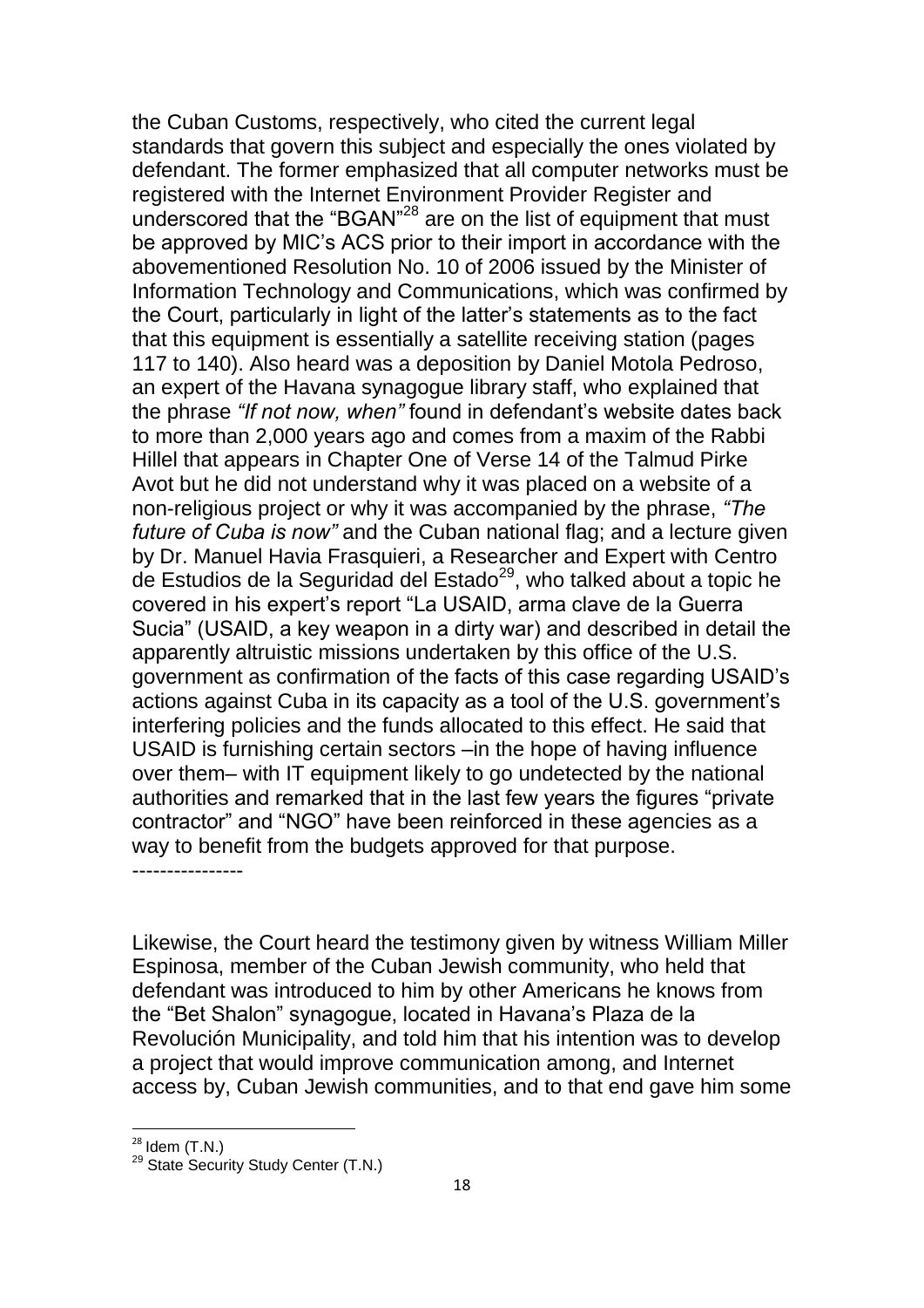the Cuban Customs, respectively, who cited the current legal standards that govern this subject and especially the ones violated by defendant. The former emphasized that all computer networks must be registered with the Internet Environment Provider Register and underscored that the "BGAN"[28] are on the list of equipment that must be approved by MIC's ACS prior to their import in accordance with the abovementioned Resolution No. 10 of 2006 issued by the Minister of Information Technology and Communications, which was confirmed by the Court, particularly in light of the latter's statements as to the fact that this equipment is essentially a satellite receiving station (pages 117 to 140). Also heard was a deposition by Daniel Motola Pedroso, an expert of the Havana synagogue library staff, who explained that the phrase *"If not now, when"* found in defendant's website dates back to more than 2,000 years ago and comes from a maxim of the Rabbi Hillel that appears in Chapter One of Verse 14 of the Talmud Pirke Avot but he did not understand why it was placed on a website of a non-religious project or why it was accompanied by the phrase, *"The future of Cuba is now"* and the Cuban national flag; and a lecture given by Dr. Manuel Havia Frasquieri, a Researcher and Expert with Centro de Estudios de la Seguridad del Estado[29], who talked about a topic he covered in his expert's report "La USAID, arma clave de la Guerra Sucia" (USAID, a key weapon in a dirty war) and described in detail the apparently altruistic missions undertaken by this office of the U.S. government as confirmation of the facts of this case regarding USAID's actions against Cuba in its capacity as a tool of the U.S. government's interfering policies and the funds allocated to this effect. He said that USAID is furnishing certain sectors –in the hope of having influence over them– with IT equipment likely to go undetected by the national authorities and remarked that in the last few years the figures "private contractor" and "NGO" have been reinforced in these agencies as a way to benefit from the budgets approved for that purpose.

----------------

Likewise, the Court heard the testimony given by witness William Miller Espinosa, member of the Cuban Jewish community, who held that defendant was introduced to him by other Americans he knows from the "Bet Shalon" synagogue, located in Havana's Plaza de la Revolución Municipality, and told him that his intention was to develop a project that would improve communication among, and Internet access by, Cuban Jewish communities, and to that end gave him some

[28] Idem (T.N.)

[29] State Security Study Center (T.N.)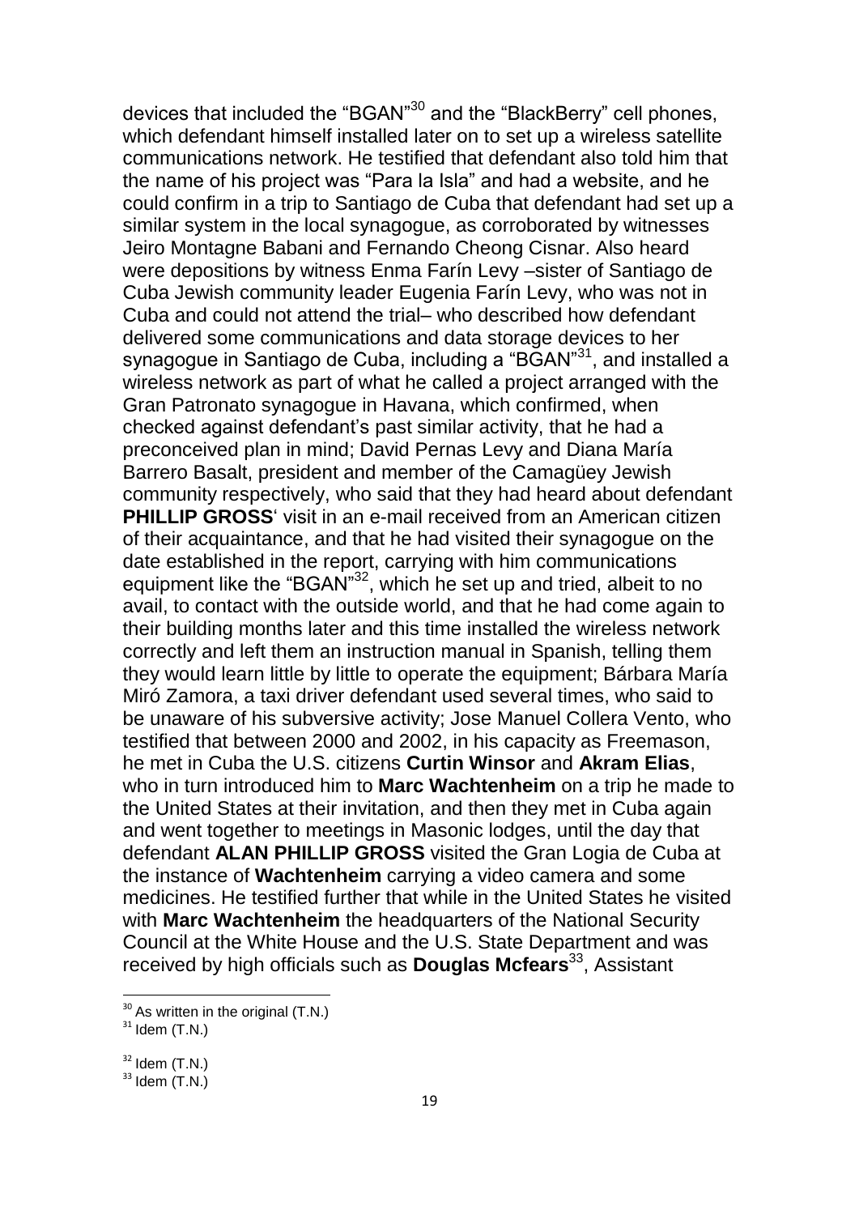devices that included the “BGAN”[30] and the “BlackBerry” cell phones, which defendant himself installed later on to set up a wireless satellite communications network. He testified that defendant also told him that the name of his project was “Para la Isla” and had a website, and he could confirm in a trip to Santiago de Cuba that defendant had set up a similar system in the local synagogue, as corroborated by witnesses Jeiro Montagne Babani and Fernando Cheong Cisnar. Also heard were depositions by witness Enma Farín Levy –sister of Santiago de Cuba Jewish community leader Eugenia Farín Levy, who was not in Cuba and could not attend the trial– who described how defendant delivered some communications and data storage devices to her synagogue in Santiago de Cuba, including a “BGAN”[31], and installed a wireless network as part of what he called a project arranged with the Gran Patronato synagogue in Havana, which confirmed, when checked against defendant’s past similar activity, that he had a preconceived plan in mind; David Pernas Levy and Diana María Barrero Basalt, president and member of the Camagüey Jewish community respectively, who said that they had heard about defendant **PHILLIP GROSS**‘ visit in an e-mail received from an American citizen of their acquaintance, and that he had visited their synagogue on the date established in the report, carrying with him communications equipment like the “BGAN”[32], which he set up and tried, albeit to no avail, to contact with the outside world, and that he had come again to their building months later and this time installed the wireless network correctly and left them an instruction manual in Spanish, telling them they would learn little by little to operate the equipment; Bárbara María Miró Zamora, a taxi driver defendant used several times, who said to be unaware of his subversive activity; Jose Manuel Collera Vento, who testified that between 2000 and 2002, in his capacity as Freemason, he met in Cuba the U.S. citizens **Curtin Winsor** and **Akram Elias**, who in turn introduced him to **Marc Wachtenheim** on a trip he made to the United States at their invitation, and then they met in Cuba again and went together to meetings in Masonic lodges, until the day that defendant **ALAN PHILLIP GROSS** visited the Gran Logia de Cuba at the instance of **Wachtenheim** carrying a video camera and some medicines. He testified further that while in the United States he visited with **Marc Wachtenheim** the headquarters of the National Security Council at the White House and the U.S. State Department and was received by high officials such as **Douglas Mcfears**[33], Assistant

---

[30] As written in the original (T.N.)

[31] Idem (T.N.)

[32] Idem (T.N.)

[33] Idem (T.N.)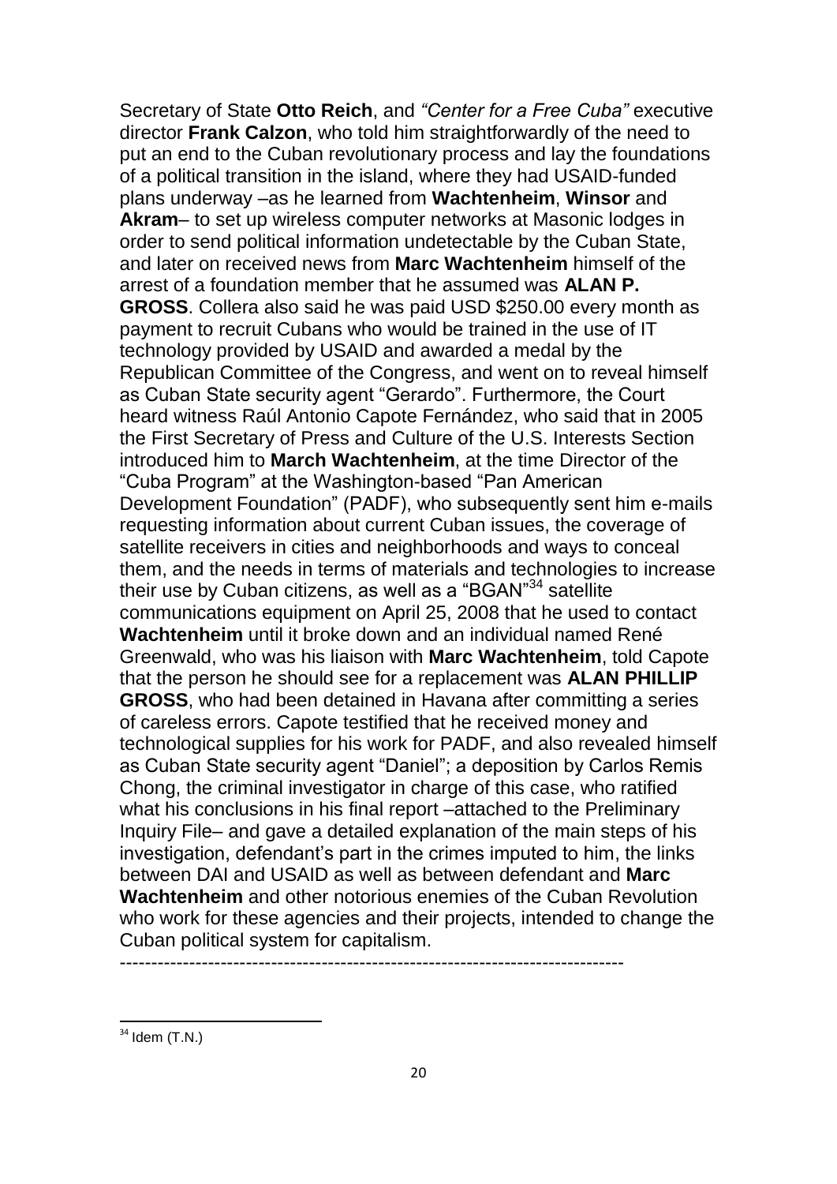Secretary of State **Otto Reich**, and *"Center for a Free Cuba"* executive director **Frank Calzon**, who told him straightforwardly of the need to put an end to the Cuban revolutionary process and lay the foundations of a political transition in the island, where they had USAID-funded plans underway –as he learned from **Wachtenheim**, **Winsor** and **Akram**– to set up wireless computer networks at Masonic lodges in order to send political information undetectable by the Cuban State, and later on received news from **Marc Wachtenheim** himself of the arrest of a foundation member that he assumed was **ALAN P. GROSS**. Collera also said he was paid USD $250.00 every month as payment to recruit Cubans who would be trained in the use of IT technology provided by USAID and awarded a medal by the Republican Committee of the Congress, and went on to reveal himself as Cuban State security agent "Gerardo". Furthermore, the Court heard witness Raúl Antonio Capote Fernández, who said that in 2005 the First Secretary of Press and Culture of the U.S. Interests Section introduced him to **March Wachtenheim**, at the time Director of the "Cuba Program" at the Washington-based "Pan American Development Foundation" (PADF), who subsequently sent him e-mails requesting information about current Cuban issues, the coverage of satellite receivers in cities and neighborhoods and ways to conceal them, and the needs in terms of materials and technologies to increase their use by Cuban citizens, as well as a "BGAN"[34] satellite communications equipment on April 25, 2008 that he used to contact **Wachtenheim** until it broke down and an individual named René Greenwald, who was his liaison with **Marc Wachtenheim**, told Capote that the person he should see for a replacement was **ALAN PHILLIP GROSS**, who had been detained in Havana after committing a series of careless errors. Capote testified that he received money and technological supplies for his work for PADF, and also revealed himself as Cuban State security agent "Daniel"; a deposition by Carlos Remis Chong, the criminal investigator in charge of this case, who ratified what his conclusions in his final report –attached to the Preliminary Inquiry File– and gave a detailed explanation of the main steps of his investigation, defendant's part in the crimes imputed to him, the links between DAI and USAID as well as between defendant and **Marc Wachtenheim** and other notorious enemies of the Cuban Revolution who work for these agencies and their projects, intended to change the Cuban political system for capitalism.

-------------------------------------------------------------------------------

[34] Idem (T.N.)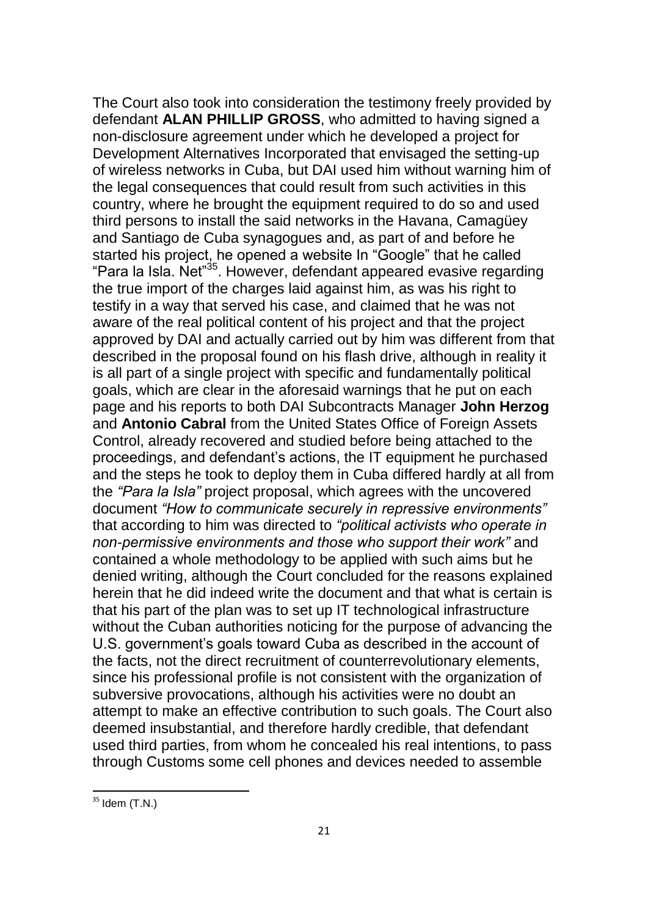The Court also took into consideration the testimony freely provided by defendant **ALAN PHILLIP GROSS**, who admitted to having signed a non-disclosure agreement under which he developed a project for Development Alternatives Incorporated that envisaged the setting-up of wireless networks in Cuba, but DAI used him without warning him of the legal consequences that could result from such activities in this country, where he brought the equipment required to do so and used third persons to install the said networks in the Havana, Camagüey and Santiago de Cuba synagogues and, as part of and before he started his project, he opened a website In "Google" that he called "Para la Isla. Net"[35]. However, defendant appeared evasive regarding the true import of the charges laid against him, as was his right to testify in a way that served his case, and claimed that he was not aware of the real political content of his project and that the project approved by DAI and actually carried out by him was different from that described in the proposal found on his flash drive, although in reality it is all part of a single project with specific and fundamentally political goals, which are clear in the aforesaid warnings that he put on each page and his reports to both DAI Subcontracts Manager **John Herzog** and **Antonio Cabral** from the United States Office of Foreign Assets Control, already recovered and studied before being attached to the proceedings, and defendant's actions, the IT equipment he purchased and the steps he took to deploy them in Cuba differed hardly at all from the *"Para la Isla"* project proposal, which agrees with the uncovered document *"How to communicate securely in repressive environments"* that according to him was directed to *"political activists who operate in non-permissive environments and those who support their work"* and contained a whole methodology to be applied with such aims but he denied writing, although the Court concluded for the reasons explained herein that he did indeed write the document and that what is certain is that his part of the plan was to set up IT technological infrastructure without the Cuban authorities noticing for the purpose of advancing the U.S. government's goals toward Cuba as described in the account of the facts, not the direct recruitment of counterrevolutionary elements, since his professional profile is not consistent with the organization of subversive provocations, although his activities were no doubt an attempt to make an effective contribution to such goals. The Court also deemed insubstantial, and therefore hardly credible, that defendant used third parties, from whom he concealed his real intentions, to pass through Customs some cell phones and devices needed to assemble

[35] Idem (T.N.)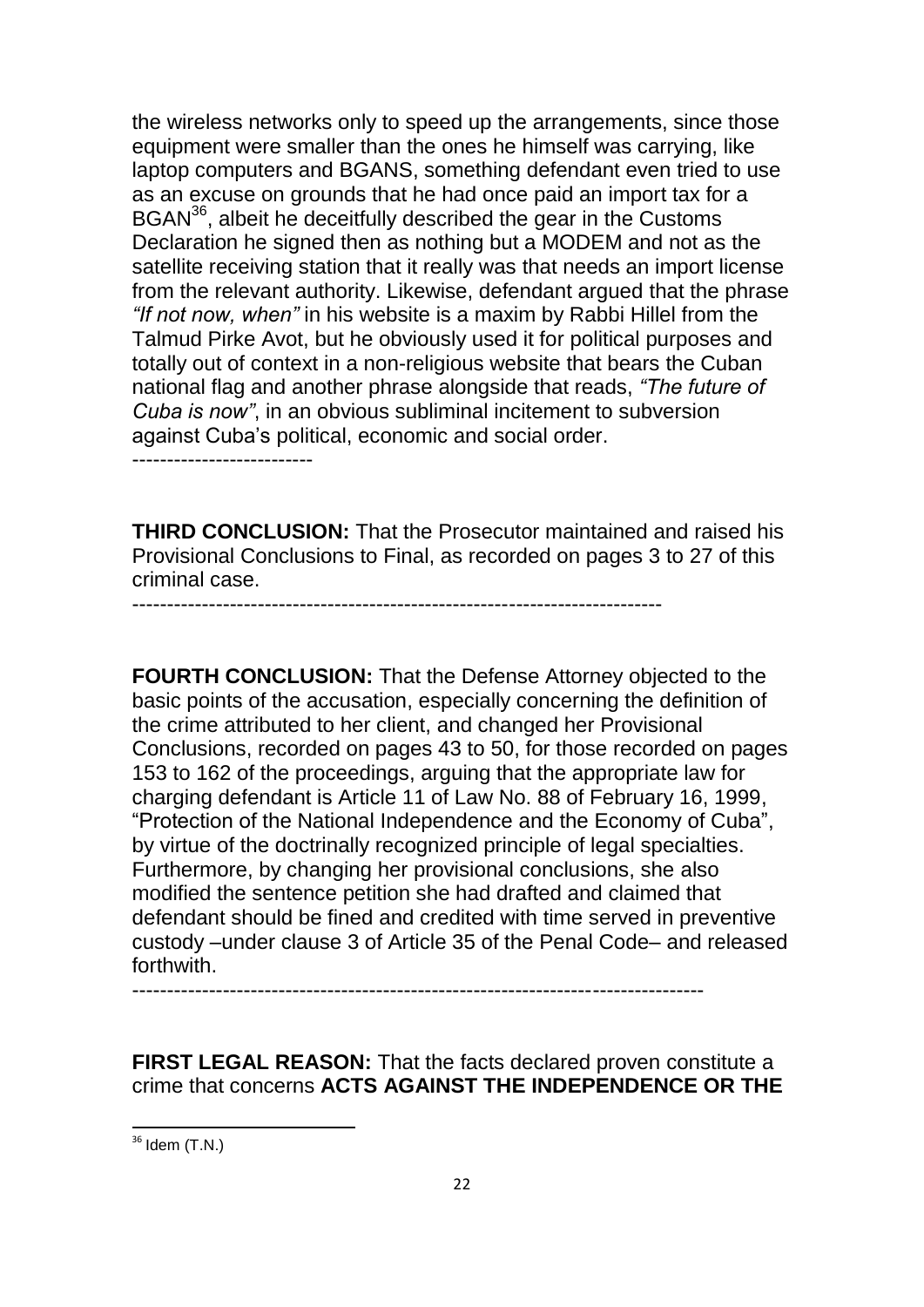the wireless networks only to speed up the arrangements, since those equipment were smaller than the ones he himself was carrying, like laptop computers and BGANS, something defendant even tried to use as an excuse on grounds that he had once paid an import tax for a BGAN[36], albeit he deceitfully described the gear in the Customs Declaration he signed then as nothing but a MODEM and not as the satellite receiving station that it really was that needs an import license from the relevant authority. Likewise, defendant argued that the phrase *"If not now, when"* in his website is a maxim by Rabbi Hillel from the Talmud Pirke Avot, but he obviously used it for political purposes and totally out of context in a non-religious website that bears the Cuban national flag and another phrase alongside that reads, *"The future of Cuba is now"*, in an obvious subliminal incitement to subversion against Cuba's political, economic and social order.
--------------------------

**THIRD CONCLUSION:** That the Prosecutor maintained and raised his Provisional Conclusions to Final, as recorded on pages 3 to 27 of this criminal case.
--------------------------------------------------------------------------

**FOURTH CONCLUSION:** That the Defense Attorney objected to the basic points of the accusation, especially concerning the definition of the crime attributed to her client, and changed her Provisional Conclusions, recorded on pages 43 to 50, for those recorded on pages 153 to 162 of the proceedings, arguing that the appropriate law for charging defendant is Article 11 of Law No. 88 of February 16, 1999, "Protection of the National Independence and the Economy of Cuba", by virtue of the doctrinally recognized principle of legal specialties. Furthermore, by changing her provisional conclusions, she also modified the sentence petition she had drafted and claimed that defendant should be fined and credited with time served in preventive custody –under clause 3 of Article 35 of the Penal Code– and released forthwith.
--------------------------------------------------------------------------------

**FIRST LEGAL REASON:** That the facts declared proven constitute a crime that concerns **ACTS AGAINST THE INDEPENDENCE OR THE**

[36] Idem (T.N.)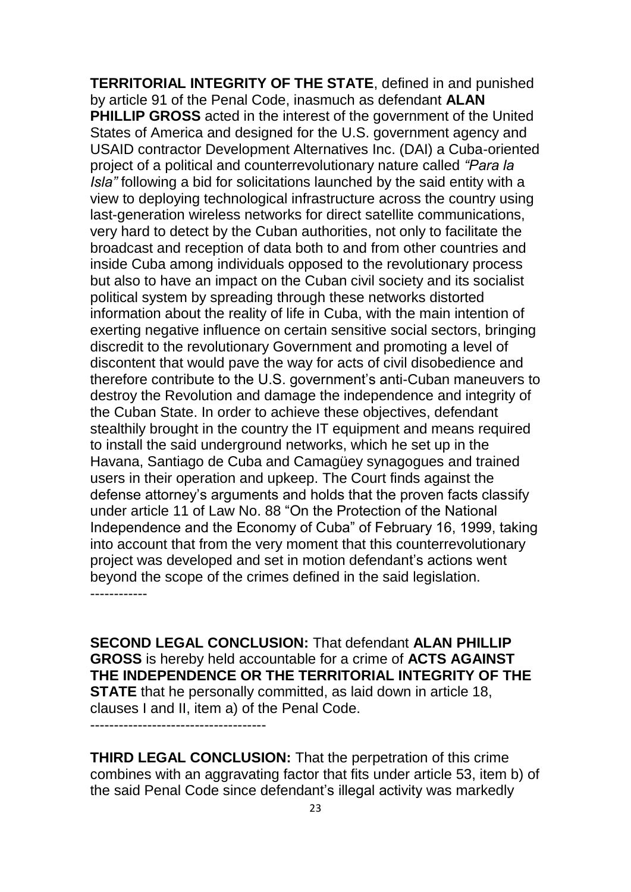**TERRITORIAL INTEGRITY OF THE STATE**, defined in and punished by article 91 of the Penal Code, inasmuch as defendant **ALAN PHILLIP GROSS** acted in the interest of the government of the United States of America and designed for the U.S. government agency and USAID contractor Development Alternatives Inc. (DAI) a Cuba-oriented project of a political and counterrevolutionary nature called *"Para la Isla"* following a bid for solicitations launched by the said entity with a view to deploying technological infrastructure across the country using last-generation wireless networks for direct satellite communications, very hard to detect by the Cuban authorities, not only to facilitate the broadcast and reception of data both to and from other countries and inside Cuba among individuals opposed to the revolutionary process but also to have an impact on the Cuban civil society and its socialist political system by spreading through these networks distorted information about the reality of life in Cuba, with the main intention of exerting negative influence on certain sensitive social sectors, bringing discredit to the revolutionary Government and promoting a level of discontent that would pave the way for acts of civil disobedience and therefore contribute to the U.S. government's anti-Cuban maneuvers to destroy the Revolution and damage the independence and integrity of the Cuban State. In order to achieve these objectives, defendant stealthily brought in the country the IT equipment and means required to install the said underground networks, which he set up in the Havana, Santiago de Cuba and Camagüey synagogues and trained users in their operation and upkeep. The Court finds against the defense attorney's arguments and holds that the proven facts classify under article 11 of Law No. 88 "On the Protection of the National Independence and the Economy of Cuba" of February 16, 1999, taking into account that from the very moment that this counterrevolutionary project was developed and set in motion defendant's actions went beyond the scope of the crimes defined in the said legislation.
------------

**SECOND LEGAL CONCLUSION:** That defendant **ALAN PHILLIP GROSS** is hereby held accountable for a crime of **ACTS AGAINST THE INDEPENDENCE OR THE TERRITORIAL INTEGRITY OF THE STATE** that he personally committed, as laid down in article 18, clauses I and II, item a) of the Penal Code.
-------------------------------------

**THIRD LEGAL CONCLUSION:** That the perpetration of this crime combines with an aggravating factor that fits under article 53, item b) of the said Penal Code since defendant's illegal activity was markedly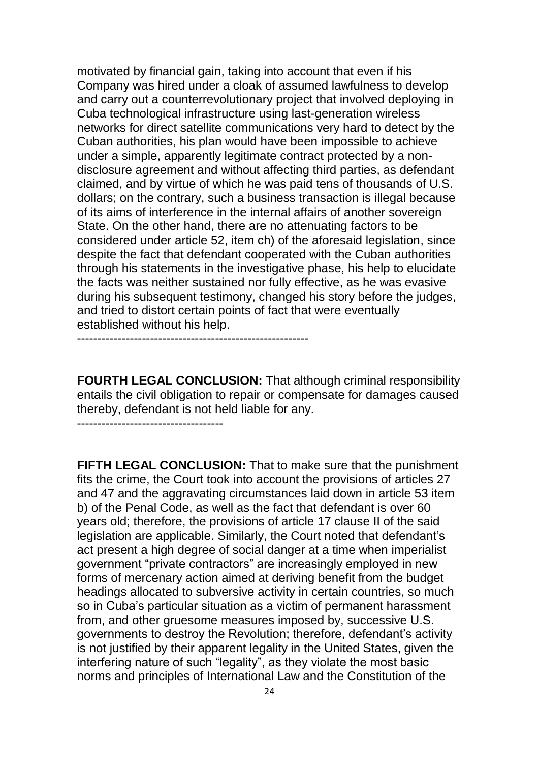motivated by financial gain, taking into account that even if his Company was hired under a cloak of assumed lawfulness to develop and carry out a counterrevolutionary project that involved deploying in Cuba technological infrastructure using last-generation wireless networks for direct satellite communications very hard to detect by the Cuban authorities, his plan would have been impossible to achieve under a simple, apparently legitimate contract protected by a non-disclosure agreement and without affecting third parties, as defendant claimed, and by virtue of which he was paid tens of thousands of U.S. dollars; on the contrary, such a business transaction is illegal because of its aims of interference in the internal affairs of another sovereign State. On the other hand, there are no attenuating factors to be considered under article 52, item ch) of the aforesaid legislation, since despite the fact that defendant cooperated with the Cuban authorities through his statements in the investigative phase, his help to elucidate the facts was neither sustained nor fully effective, as he was evasive during his subsequent testimony, changed his story before the judges, and tried to distort certain points of fact that were eventually established without his help.
---------------------------------------------------------

**FOURTH LEGAL CONCLUSION:** That although criminal responsibility entails the civil obligation to repair or compensate for damages caused thereby, defendant is not held liable for any.
------------------------------------

**FIFTH LEGAL CONCLUSION:** That to make sure that the punishment fits the crime, the Court took into account the provisions of articles 27 and 47 and the aggravating circumstances laid down in article 53 item b) of the Penal Code, as well as the fact that defendant is over 60 years old; therefore, the provisions of article 17 clause II of the said legislation are applicable. Similarly, the Court noted that defendant's act present a high degree of social danger at a time when imperialist government "private contractors" are increasingly employed in new forms of mercenary action aimed at deriving benefit from the budget headings allocated to subversive activity in certain countries, so much so in Cuba's particular situation as a victim of permanent harassment from, and other gruesome measures imposed by, successive U.S. governments to destroy the Revolution; therefore, defendant's activity is not justified by their apparent legality in the United States, given the interfering nature of such "legality", as they violate the most basic norms and principles of International Law and the Constitution of the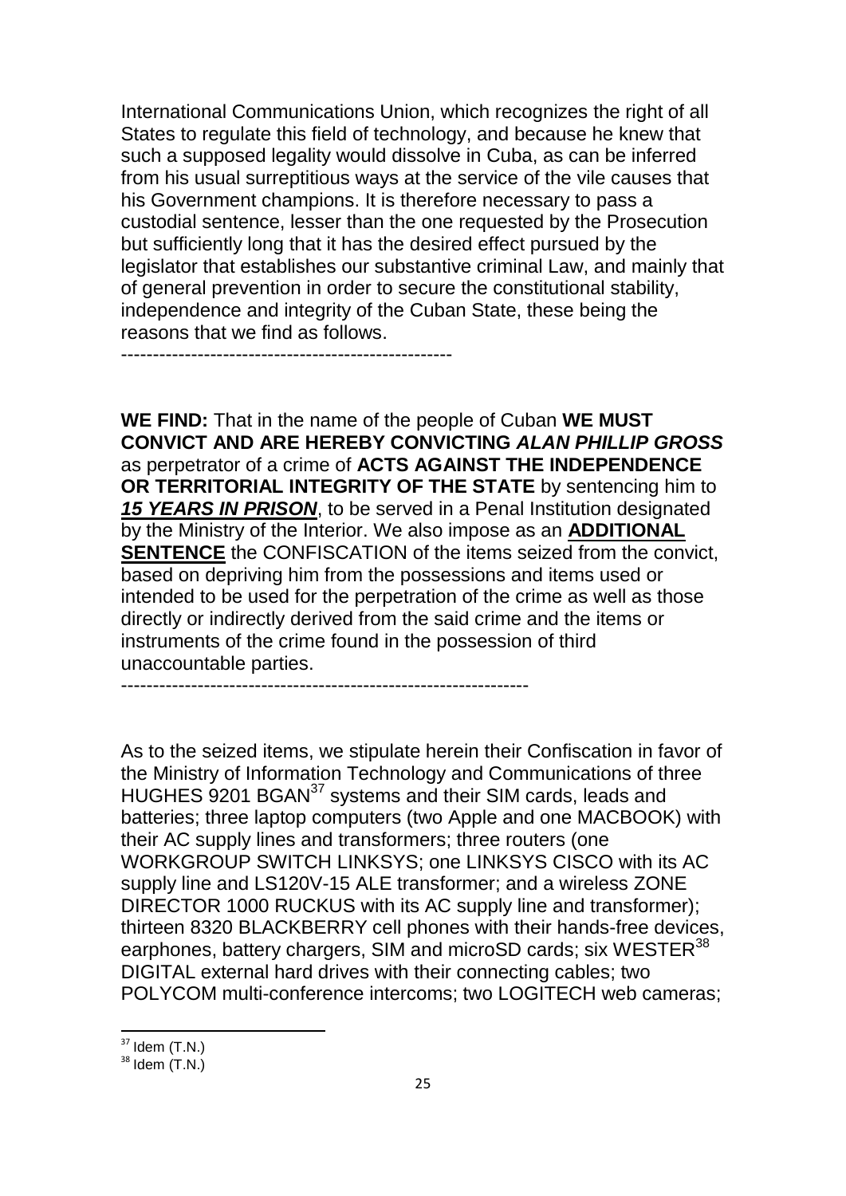International Communications Union, which recognizes the right of all States to regulate this field of technology, and because he knew that such a supposed legality would dissolve in Cuba, as can be inferred from his usual surreptitious ways at the service of the vile causes that his Government champions. It is therefore necessary to pass a custodial sentence, lesser than the one requested by the Prosecution but sufficiently long that it has the desired effect pursued by the legislator that establishes our substantive criminal Law, and mainly that of general prevention in order to secure the constitutional stability, independence and integrity of the Cuban State, these being the reasons that we find as follows.
---------------------------------------------------

**WE FIND:** That in the name of the people of Cuban **WE MUST CONVICT AND ARE HEREBY CONVICTING *ALAN PHILLIP GROSS*** as perpetrator of a crime of **ACTS AGAINST THE INDEPENDENCE OR TERRITORIAL INTEGRITY OF THE STATE** by sentencing him to ***15 YEARS IN PRISON***, to be served in a Penal Institution designated by the Ministry of the Interior. We also impose as an **ADDITIONAL SENTENCE** the CONFISCATION of the items seized from the convict, based on depriving him from the possessions and items used or intended to be used for the perpetration of the crime as well as those directly or indirectly derived from the said crime and the items or instruments of the crime found in the possession of third unaccountable parties.
----------------------------------------------------------------

As to the seized items, we stipulate herein their Confiscation in favor of the Ministry of Information Technology and Communications of three HUGHES 9201 BGAN[37] systems and their SIM cards, leads and batteries; three laptop computers (two Apple and one MACBOOK) with their AC supply lines and transformers; three routers (one WORKGROUP SWITCH LINKSYS; one LINKSYS CISCO with its AC supply line and LS120V-15 ALE transformer; and a wireless ZONE DIRECTOR 1000 RUCKUS with its AC supply line and transformer); thirteen 8320 BLACKBERRY cell phones with their hands-free devices, earphones, battery chargers, SIM and microSD cards; six WESTER[38] DIGITAL external hard drives with their connecting cables; two POLYCOM multi-conference intercoms; two LOGITECH web cameras;

[37] Idem (T.N.)
[38] Idem (T.N.)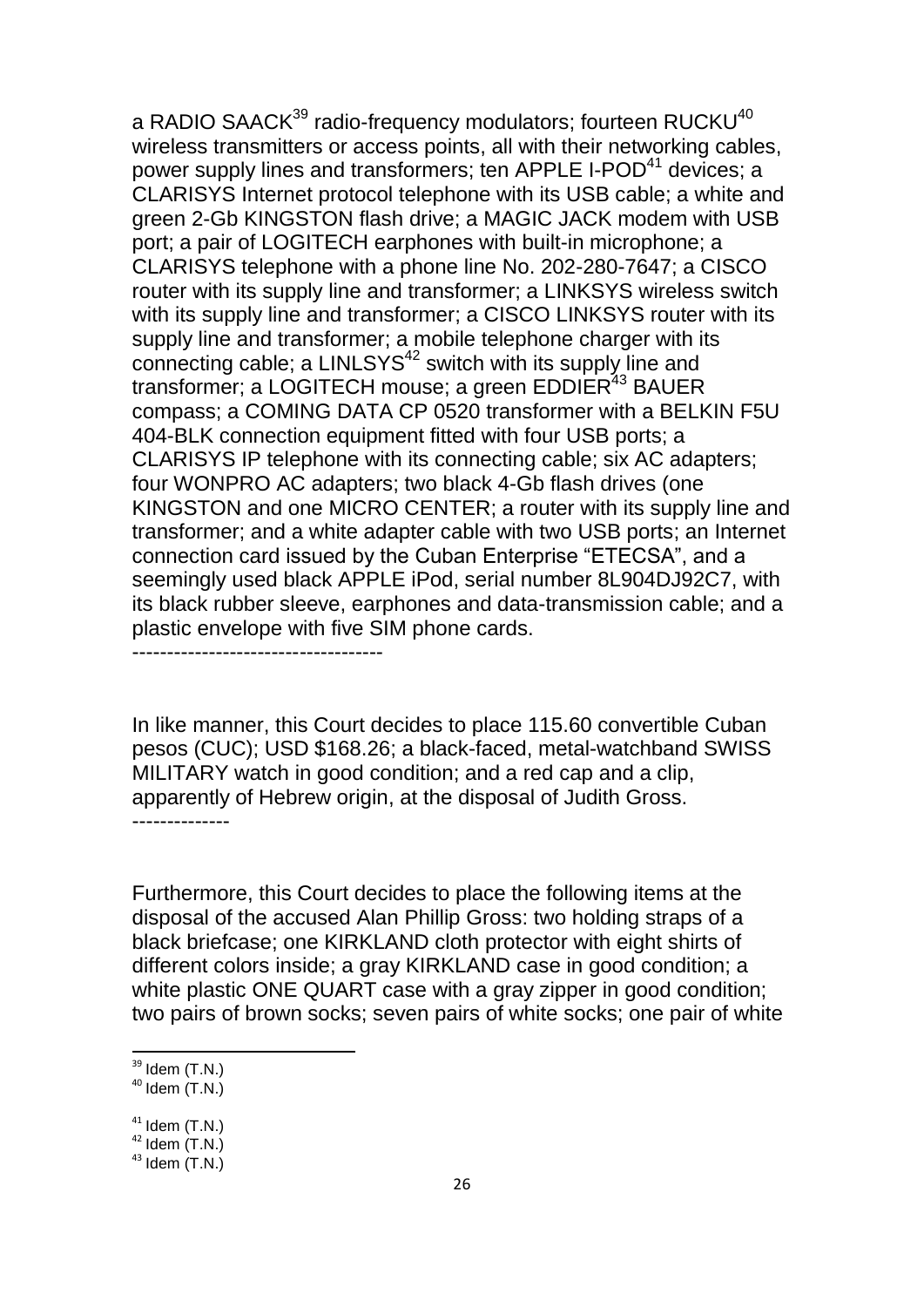a RADIO SAACK[39] radio-frequency modulators; fourteen RUCKU[40] wireless transmitters or access points, all with their networking cables, power supply lines and transformers; ten APPLE I-POD[41] devices; a CLARISYS Internet protocol telephone with its USB cable; a white and green 2-Gb KINGSTON flash drive; a MAGIC JACK modem with USB port; a pair of LOGITECH earphones with built-in microphone; a CLARISYS telephone with a phone line No. 202-280-7647; a CISCO router with its supply line and transformer; a LINKSYS wireless switch with its supply line and transformer; a CISCO LINKSYS router with its supply line and transformer; a mobile telephone charger with its connecting cable; a LINLSYS[42] switch with its supply line and transformer; a LOGITECH mouse; a green EDDIER[43] BAUER compass; a COMING DATA CP 0520 transformer with a BELKIN F5U 404-BLK connection equipment fitted with four USB ports; a CLARISYS IP telephone with its connecting cable; six AC adapters; four WONPRO AC adapters; two black 4-Gb flash drives (one KINGSTON and one MICRO CENTER; a router with its supply line and transformer; and a white adapter cable with two USB ports; an Internet connection card issued by the Cuban Enterprise "ETECSA", and a seemingly used black APPLE iPod, serial number 8L904DJ92C7, with its black rubber sleeve, earphones and data-transmission cable; and a plastic envelope with five SIM phone cards.
------------------------------------

In like manner, this Court decides to place 115.60 convertible Cuban pesos (CUC); USD $168.26; a black-faced, metal-watchband SWISS MILITARY watch in good condition; and a red cap and a clip, apparently of Hebrew origin, at the disposal of Judith Gross.
--------------

Furthermore, this Court decides to place the following items at the disposal of the accused Alan Phillip Gross: two holding straps of a black briefcase; one KIRKLAND cloth protector with eight shirts of different colors inside; a gray KIRKLAND case in good condition; a white plastic ONE QUART case with a gray zipper in good condition; two pairs of brown socks; seven pairs of white socks; one pair of white

[39] Idem (T.N.)
[40] Idem (T.N.)
[41] Idem (T.N.)
[42] Idem (T.N.)
[43] Idem (T.N.)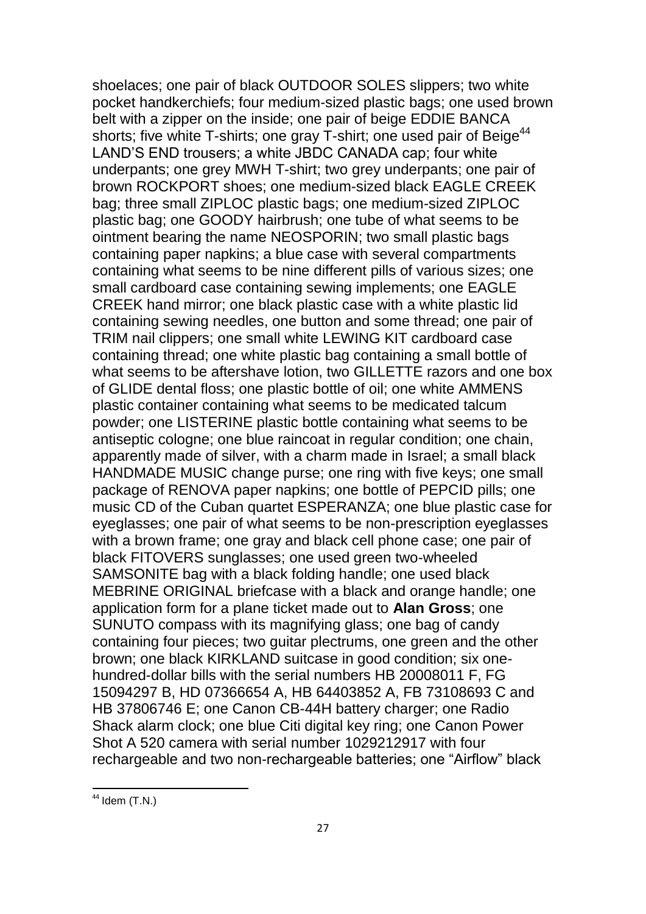shoelaces; one pair of black OUTDOOR SOLES slippers; two white pocket handkerchiefs; four medium-sized plastic bags; one used brown belt with a zipper on the inside; one pair of beige EDDIE BANCA shorts; five white T-shirts; one gray T-shirt; one used pair of Beige[44] LAND'S END trousers; a white JBDC CANADA cap; four white underpants; one grey MWH T-shirt; two grey underpants; one pair of brown ROCKPORT shoes; one medium-sized black EAGLE CREEK bag; three small ZIPLOC plastic bags; one medium-sized ZIPLOC plastic bag; one GOODY hairbrush; one tube of what seems to be ointment bearing the name NEOSPORIN; two small plastic bags containing paper napkins; a blue case with several compartments containing what seems to be nine different pills of various sizes; one small cardboard case containing sewing implements; one EAGLE CREEK hand mirror; one black plastic case with a white plastic lid containing sewing needles, one button and some thread; one pair of TRIM nail clippers; one small white LEWING KIT cardboard case containing thread; one white plastic bag containing a small bottle of what seems to be aftershave lotion, two GILLETTE razors and one box of GLIDE dental floss; one plastic bottle of oil; one white AMMENS plastic container containing what seems to be medicated talcum powder; one LISTERINE plastic bottle containing what seems to be antiseptic cologne; one blue raincoat in regular condition; one chain, apparently made of silver, with a charm made in Israel; a small black HANDMADE MUSIC change purse; one ring with five keys; one small package of RENOVA paper napkins; one bottle of PEPCID pills; one music CD of the Cuban quartet ESPERANZA; one blue plastic case for eyeglasses; one pair of what seems to be non-prescription eyeglasses with a brown frame; one gray and black cell phone case; one pair of black FITOVERS sunglasses; one used green two-wheeled SAMSONITE bag with a black folding handle; one used black MEBRINE ORIGINAL briefcase with a black and orange handle; one application form for a plane ticket made out to **Alan Gross**; one SUNUTO compass with its magnifying glass; one bag of candy containing four pieces; two guitar plectrums, one green and the other brown; one black KIRKLAND suitcase in good condition; six one-hundred-dollar bills with the serial numbers HB 20008011 F, FG 15094297 B, HD 07366654 A, HB 64403852 A, FB 73108693 C and HB 37806746 E; one Canon CB-44H battery charger; one Radio Shack alarm clock; one blue Citi digital key ring; one Canon Power Shot A 520 camera with serial number 1029212917 with four rechargeable and two non-rechargeable batteries; one "Airflow" black

[44] Idem (T.N.)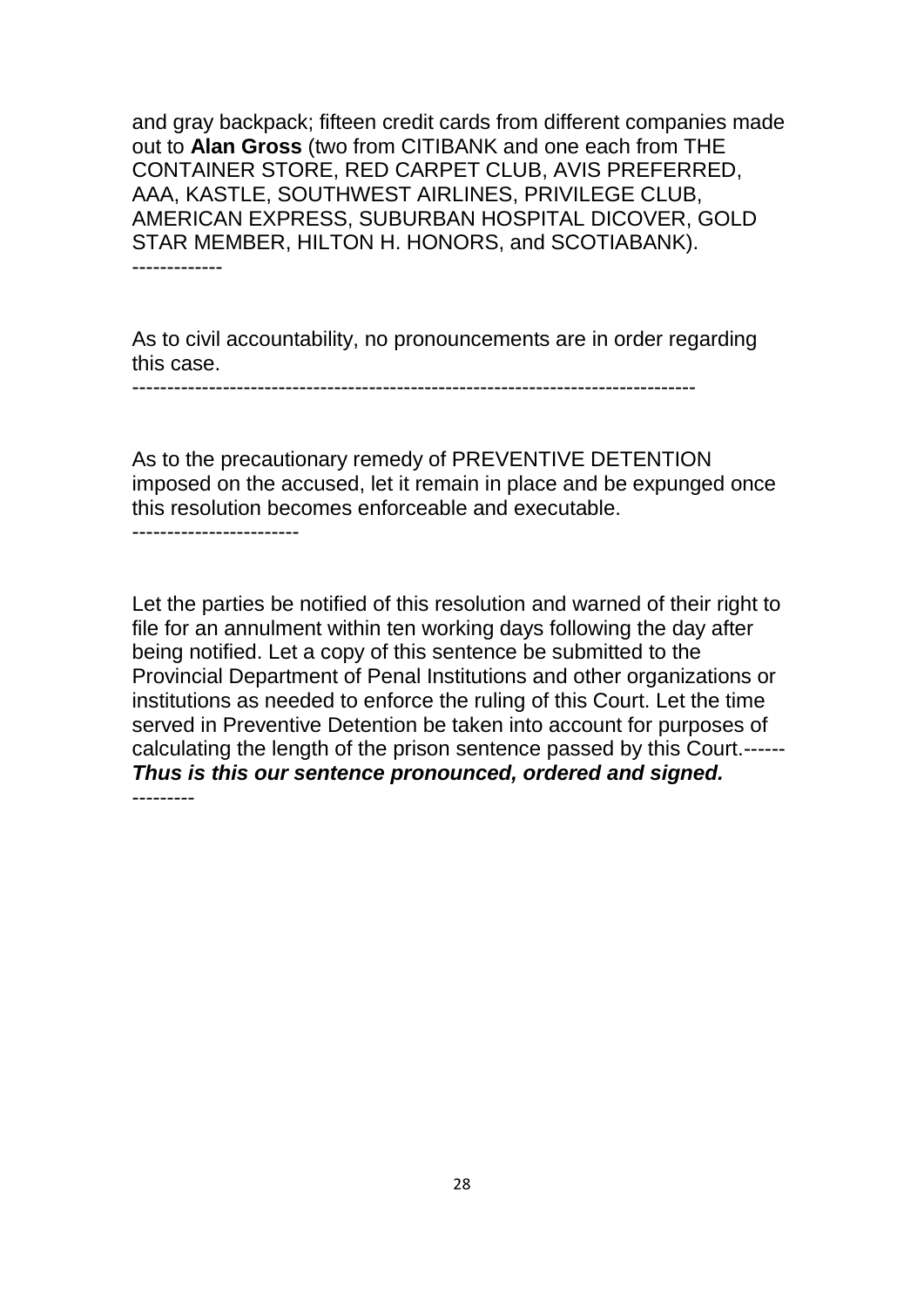and gray backpack; fifteen credit cards from different companies made out to **Alan Gross** (two from CITIBANK and one each from THE CONTAINER STORE, RED CARPET CLUB, AVIS PREFERRED, AAA, KASTLE, SOUTHWEST AIRLINES, PRIVILEGE CLUB, AMERICAN EXPRESS, SUBURBAN HOSPITAL DICOVER, GOLD STAR MEMBER, HILTON H. HONORS, and SCOTIABANK). -------------

As to civil accountability, no pronouncements are in order regarding this case. ------------------------------------------------------------------------------

As to the precautionary remedy of PREVENTIVE DETENTION imposed on the accused, let it remain in place and be expunged once this resolution becomes enforceable and executable. ------------------------

Let the parties be notified of this resolution and warned of their right to file for an annulment within ten working days following the day after being notified. Let a copy of this sentence be submitted to the Provincial Department of Penal Institutions and other organizations or institutions as needed to enforce the ruling of this Court. Let the time served in Preventive Detention be taken into account for purposes of calculating the length of the prison sentence passed by this Court.------ ***Thus is this our sentence pronounced, ordered and signed.*** ---------